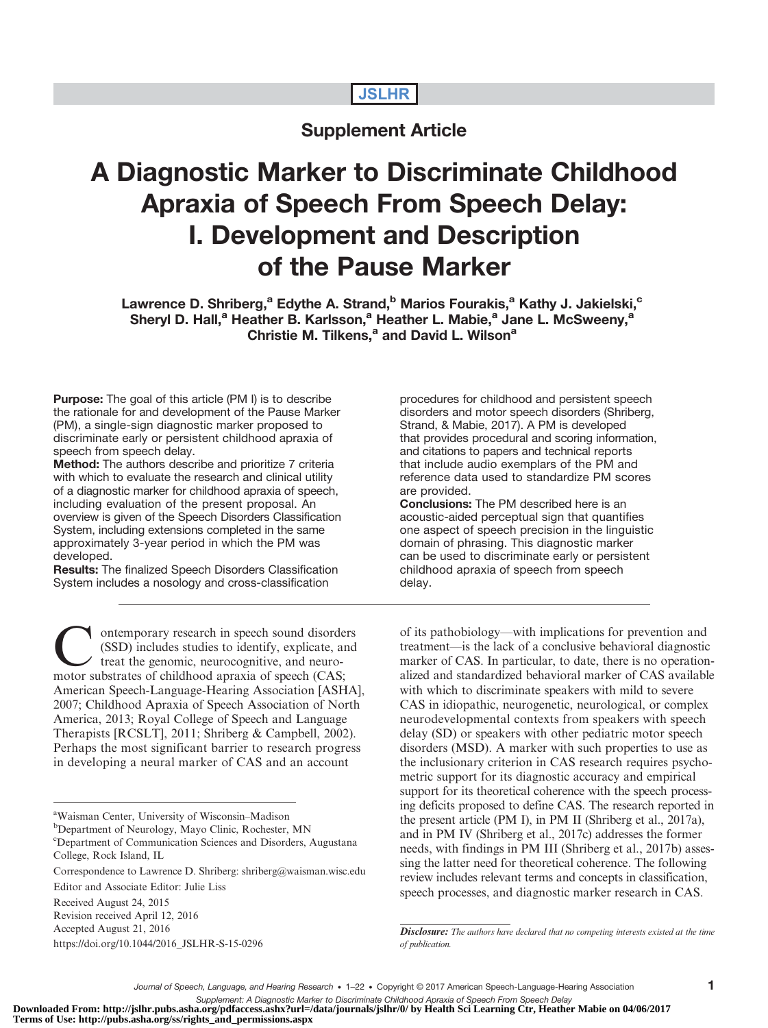Supplement Article

# A Diagnostic Marker to Discriminate Childhood Apraxia of Speech From Speech Delay: I. Development and Description of the Pause Marker

**Lawrence D. Shriberg,[a] Edythe A. Strand,[b] Marios Fourakis,[a] Kathy J. Jakielski,[c] Sheryl D. Hall,[a] Heather B. Karlsson,[a] Heather L. Mabie,[a] Jane L. McSweeny,[a] Christie M. Tilkens,[a] and David L. Wilson[a]**

**Purpose:** The goal of this article (PM I) is to describe the rationale for and development of the Pause Marker (PM), a single-sign diagnostic marker proposed to discriminate early or persistent childhood apraxia of speech from speech delay.

**Method:** The authors describe and prioritize 7 criteria with which to evaluate the research and clinical utility of a diagnostic marker for childhood apraxia of speech, including evaluation of the present proposal. An overview is given of the Speech Disorders Classification System, including extensions completed in the same approximately 3-year period in which the PM was developed.

**Results:** The finalized Speech Disorders Classification System includes a nosology and cross-classification procedures for childhood and persistent speech disorders and motor speech disorders (Shriberg, Strand, & Mabie, 2017). A PM is developed that provides procedural and scoring information, and citations to papers and technical reports that include audio exemplars of the PM and reference data used to standardize PM scores are provided.

**Conclusions:** The PM described here is an acoustic-aided perceptual sign that quantifies one aspect of speech precision in the linguistic domain of phrasing. This diagnostic marker can be used to discriminate early or persistent childhood apraxia of speech from speech delay.

---

Contemporary research in speech sound disorders (SSD) includes studies to identify, explicate, and treat the genomic, neurocognitive, and neuromotor substrates of childhood apraxia of speech (CAS; American Speech-Language-Hearing Association [ASHA], 2007; Childhood Apraxia of Speech Association of North America, 2013; Royal College of Speech and Language Therapists [RCSLT], 2011; Shriberg & Campbell, 2002). Perhaps the most significant barrier to research progress in developing a neural marker of CAS and an account of its pathobiology—with implications for prevention and treatment—is the lack of a conclusive behavioral diagnostic marker of CAS. In particular, to date, there is no operationalized and standardized behavioral marker of CAS available with which to discriminate speakers with mild to severe CAS in idiopathic, neurogenetic, neurological, or complex neurodevelopmental contexts from speakers with speech delay (SD) or speakers with other pediatric motor speech disorders (MSD). A marker with such properties to use as the inclusionary criterion in CAS research requires psychometric support for its diagnostic accuracy and empirical support for its theoretical coherence with the speech processing deficits proposed to define CAS. The research reported in the present article (PM I), in PM II (Shriberg et al., 2017a), and in PM IV (Shriberg et al., 2017c) addresses the former needs, with findings in PM III (Shriberg et al., 2017b) assessing the latter need for theoretical coherence. The following review includes relevant terms and concepts in classification, speech processes, and diagnostic marker research in CAS.

[a] Waisman Center, University of Wisconsin–Madison
[b] Department of Neurology, Mayo Clinic, Rochester, MN
[c] Department of Communication Sciences and Disorders, Augustana College, Rock Island, IL

Correspondence to Lawrence D. Shriberg: shriberg@waisman.wisc.edu

Editor and Associate Editor: Julie Liss

Received August 24, 2015
Revision received April 12, 2016
Accepted August 21, 2016
https://doi.org/10.1044/2016_JSLHR-S-15-0296

*Disclosure: The authors have declared that no competing interests existed at the time of publication.*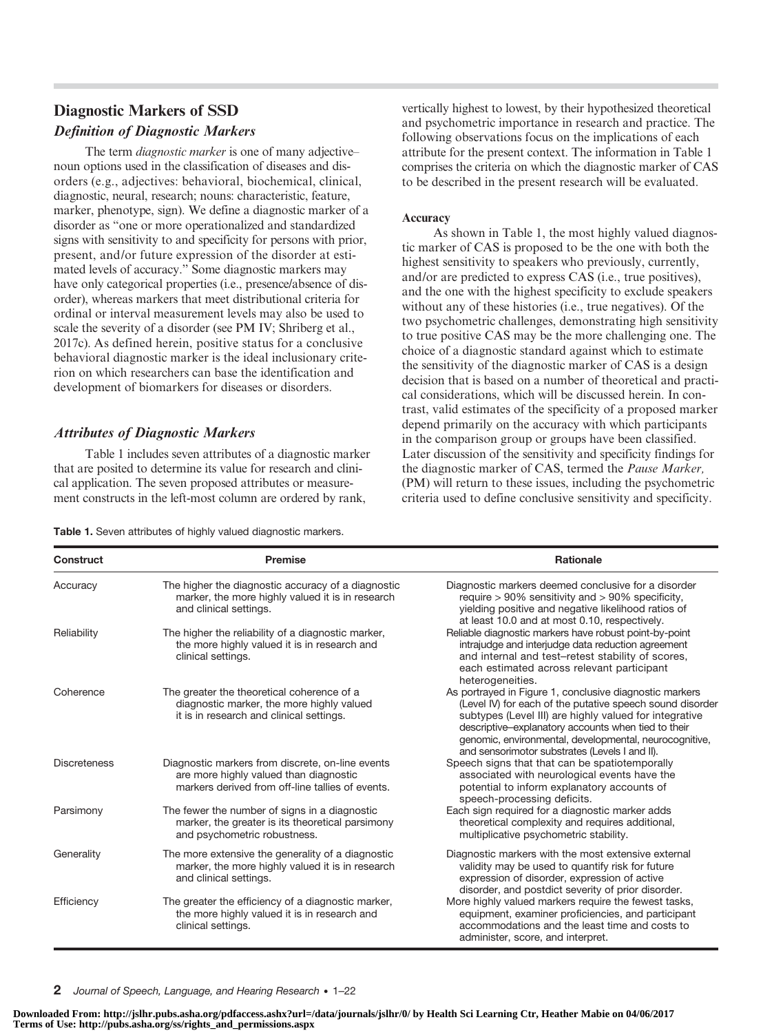## Diagnostic Markers of SSD

### *Definition of Diagnostic Markers*

The term *diagnostic marker* is one of many adjective–noun options used in the classification of diseases and disorders (e.g., adjectives: behavioral, biochemical, clinical, diagnostic, neural, research; nouns: characteristic, feature, marker, phenotype, sign). We define a diagnostic marker of a disorder as "one or more operationalized and standardized signs with sensitivity to and specificity for persons with prior, present, and/or future expression of the disorder at estimated levels of accuracy." Some diagnostic markers may have only categorical properties (i.e., presence/absence of disorder), whereas markers that meet distributional criteria for ordinal or interval measurement levels may also be used to scale the severity of a disorder (see PM IV; Shriberg et al., 2017c). As defined herein, positive status for a conclusive behavioral diagnostic marker is the ideal inclusionary criterion on which researchers can base the identification and development of biomarkers for diseases or disorders.

### *Attributes of Diagnostic Markers*

Table 1 includes seven attributes of a diagnostic marker that are posited to determine its value for research and clinical application. The seven proposed attributes or measurement constructs in the left-most column are ordered by rank, vertically highest to lowest, by their hypothesized theoretical and psychometric importance in research and practice. The following observations focus on the implications of each attribute for the present context. The information in Table 1 comprises the criteria on which the diagnostic marker of CAS to be described in the present research will be evaluated.

#### Accuracy

As shown in Table 1, the most highly valued diagnostic marker of CAS is proposed to be the one with both the highest sensitivity to speakers who previously, currently, and/or are predicted to express CAS (i.e., true positives), and the one with the highest specificity to exclude speakers without any of these histories (i.e., true negatives). Of the two psychometric challenges, demonstrating high sensitivity to true positive CAS may be the more challenging one. The choice of a diagnostic standard against which to estimate the sensitivity of the diagnostic marker of CAS is a design decision that is based on a number of theoretical and practical considerations, which will be discussed herein. In contrast, valid estimates of the specificity of a proposed marker depend primarily on the accuracy with which participants in the comparison group or groups have been classified. Later discussion of the sensitivity and specificity findings for the diagnostic marker of CAS, termed the *Pause Marker,* (PM) will return to these issues, including the psychometric criteria used to define conclusive sensitivity and specificity.

**Table 1.** Seven attributes of highly valued diagnostic markers.

| Construct | Premise | Rationale |
|---|---|---|
| Accuracy | The higher the diagnostic accuracy of a diagnostic marker, the more highly valued it is in research and clinical settings. | Diagnostic markers deemed conclusive for a disorder require > 90% sensitivity and > 90% specificity, yielding positive and negative likelihood ratios of at least 10.0 and at most 0.10, respectively. |
| Reliability | The higher the reliability of a diagnostic marker, the more highly valued it is in research and clinical settings. | Reliable diagnostic markers have robust point-by-point intrajudge and interjudge data reduction agreement and internal and test–retest stability of scores, each estimated across relevant participant heterogeneities. |
| Coherence | The greater the theoretical coherence of a diagnostic marker, the more highly valued it is in research and clinical settings. | As portrayed in Figure 1, conclusive diagnostic markers (Level IV) for each of the putative speech sound disorder subtypes (Level III) are highly valued for integrative descriptive–explanatory accounts when tied to their genomic, environmental, developmental, neurocognitive, and sensorimotor substrates (Levels I and II). |
| Discreteness | Diagnostic markers from discrete, on-line events are more highly valued than diagnostic markers derived from off-line tallies of events. | Speech signs that that can be spatiotemporally associated with neurological events have the potential to inform explanatory accounts of speech-processing deficits. |
| Parsimony | The fewer the number of signs in a diagnostic marker, the greater is its theoretical parsimony and psychometric robustness. | Each sign required for a diagnostic marker adds theoretical complexity and requires additional, multiplicative psychometric stability. |
| Generality | The more extensive the generality of a diagnostic marker, the more highly valued it is in research and clinical settings. | Diagnostic markers with the most extensive external validity may be used to quantify risk for future expression of disorder, expression of active disorder, and postdict severity of prior disorder. |
| Efficiency | The greater the efficiency of a diagnostic marker, the more highly valued it is in research and clinical settings. | More highly valued markers require the fewest tasks, equipment, examiner proficiencies, and participant accommodations and the least time and costs to administer, score, and interpret. |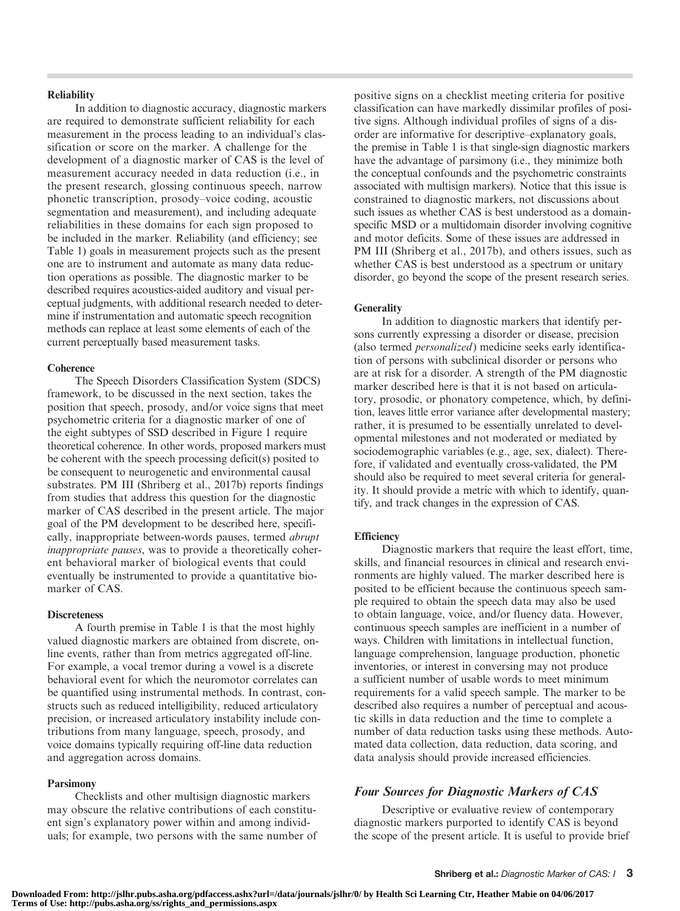#### Reliability

In addition to diagnostic accuracy, diagnostic markers are required to demonstrate sufficient reliability for each measurement in the process leading to an individual's classification or score on the marker. A challenge for the development of a diagnostic marker of CAS is the level of measurement accuracy needed in data reduction (i.e., in the present research, glossing continuous speech, narrow phonetic transcription, prosody–voice coding, acoustic segmentation and measurement), and including adequate reliabilities in these domains for each sign proposed to be included in the marker. Reliability (and efficiency; see Table 1) goals in measurement projects such as the present one are to instrument and automate as many data reduction operations as possible. The diagnostic marker to be described requires acoustics-aided auditory and visual perceptual judgments, with additional research needed to determine if instrumentation and automatic speech recognition methods can replace at least some elements of each of the current perceptually based measurement tasks.

#### Coherence

The Speech Disorders Classification System (SDCS) framework, to be discussed in the next section, takes the position that speech, prosody, and/or voice signs that meet psychometric criteria for a diagnostic marker of one of the eight subtypes of SSD described in Figure 1 require theoretical coherence. In other words, proposed markers must be coherent with the speech processing deficit(s) posited to be consequent to neurogenetic and environmental causal substrates. PM III (Shriberg et al., 2017b) reports findings from studies that address this question for the diagnostic marker of CAS described in the present article. The major goal of the PM development to be described here, specifically, inappropriate between-words pauses, termed *abrupt inappropriate pauses*, was to provide a theoretically coherent behavioral marker of biological events that could eventually be instrumented to provide a quantitative biomarker of CAS.

#### Discreteness

A fourth premise in Table 1 is that the most highly valued diagnostic markers are obtained from discrete, online events, rather than from metrics aggregated off-line. For example, a vocal tremor during a vowel is a discrete behavioral event for which the neuromotor correlates can be quantified using instrumental methods. In contrast, constructs such as reduced intelligibility, reduced articulatory precision, or increased articulatory instability include contributions from many language, speech, prosody, and voice domains typically requiring off-line data reduction and aggregation across domains.

#### Parsimony

Checklists and other multisign diagnostic markers may obscure the relative contributions of each constituent sign's explanatory power within and among individuals; for example, two persons with the same number of positive signs on a checklist meeting criteria for positive classification can have markedly dissimilar profiles of positive signs. Although individual profiles of signs of a disorder are informative for descriptive–explanatory goals, the premise in Table 1 is that single-sign diagnostic markers have the advantage of parsimony (i.e., they minimize both the conceptual confounds and the psychometric constraints associated with multisign markers). Notice that this issue is constrained to diagnostic markers, not discussions about such issues as whether CAS is best understood as a domain-specific MSD or a multidomain disorder involving cognitive and motor deficits. Some of these issues are addressed in PM III (Shriberg et al., 2017b), and others issues, such as whether CAS is best understood as a spectrum or unitary disorder, go beyond the scope of the present research series.

#### Generality

In addition to diagnostic markers that identify persons currently expressing a disorder or disease, precision (also termed *personalized*) medicine seeks early identification of persons with subclinical disorder or persons who are at risk for a disorder. A strength of the PM diagnostic marker described here is that it is not based on articulatory, prosodic, or phonatory competence, which, by definition, leaves little error variance after developmental mastery; rather, it is presumed to be essentially unrelated to developmental milestones and not moderated or mediated by sociodemographic variables (e.g., age, sex, dialect). Therefore, if validated and eventually cross-validated, the PM should also be required to meet several criteria for generality. It should provide a metric with which to identify, quantify, and track changes in the expression of CAS.

#### Efficiency

Diagnostic markers that require the least effort, time, skills, and financial resources in clinical and research environments are highly valued. The marker described here is posited to be efficient because the continuous speech sample required to obtain the speech data may also be used to obtain language, voice, and/or fluency data. However, continuous speech samples are inefficient in a number of ways. Children with limitations in intellectual function, language comprehension, language production, phonetic inventories, or interest in conversing may not produce a sufficient number of usable words to meet minimum requirements for a valid speech sample. The marker to be described also requires a number of perceptual and acoustic skills in data reduction and the time to complete a number of data reduction tasks using these methods. Automated data collection, data reduction, data scoring, and data analysis should provide increased efficiencies.

### *Four Sources for Diagnostic Markers of CAS*

Descriptive or evaluative review of contemporary diagnostic markers purported to identify CAS is beyond the scope of the present article. It is useful to provide brief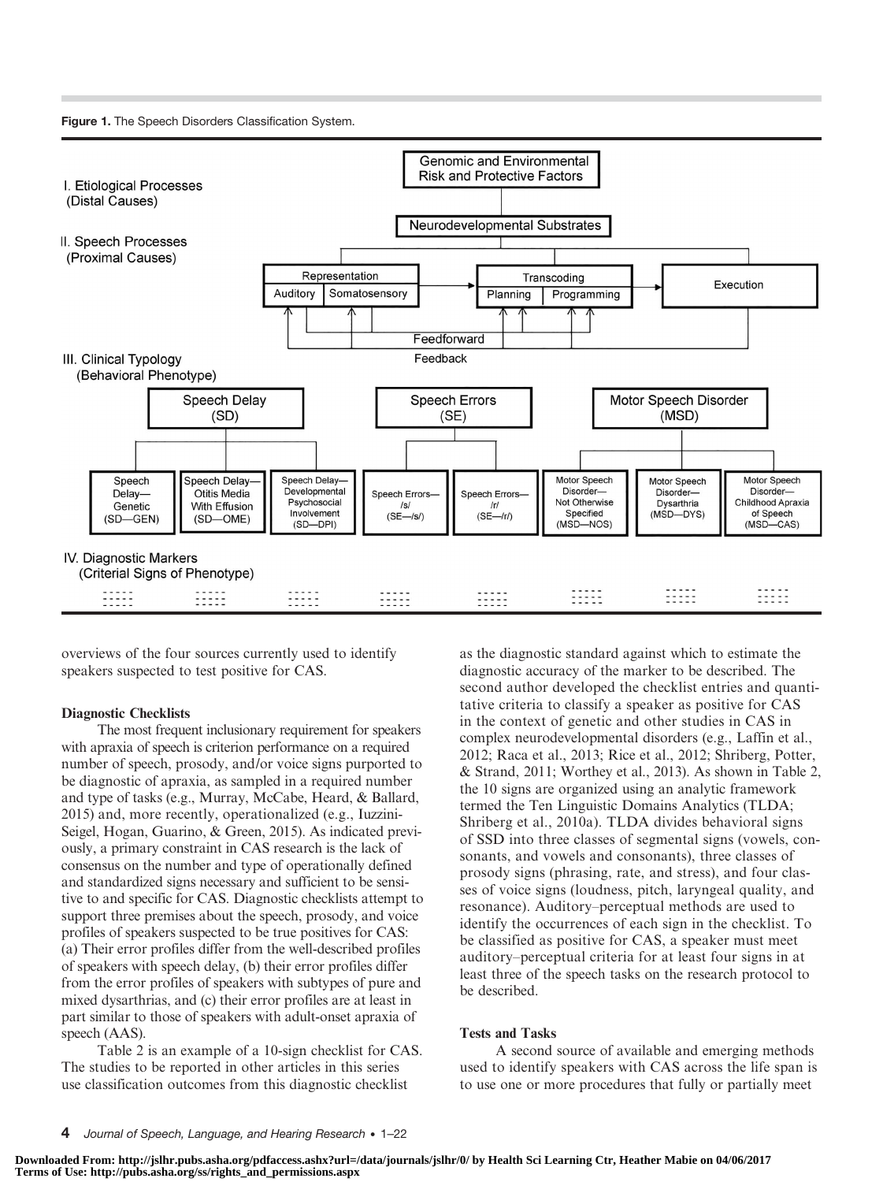**Figure 1.** The Speech Disorders Classification System.

overviews of the four sources currently used to identify speakers suspected to test positive for CAS.

### Diagnostic Checklists

The most frequent inclusionary requirement for speakers with apraxia of speech is criterion performance on a required number of speech, prosody, and/or voice signs purported to be diagnostic of apraxia, as sampled in a required number and type of tasks (e.g., Murray, McCabe, Heard, & Ballard, 2015) and, more recently, operationalized (e.g., Iuzzini-Seigel, Hogan, Guarino, & Green, 2015). As indicated previously, a primary constraint in CAS research is the lack of consensus on the number and type of operationally defined and standardized signs necessary and sufficient to be sensitive to and specific for CAS. Diagnostic checklists attempt to support three premises about the speech, prosody, and voice profiles of speakers suspected to be true positives for CAS: (a) Their error profiles differ from the well-described profiles of speakers with speech delay, (b) their error profiles differ from the error profiles of speakers with subtypes of pure and mixed dysarthrias, and (c) their error profiles are at least in part similar to those of speakers with adult-onset apraxia of speech (AAS).

Table 2 is an example of a 10-sign checklist for CAS. The studies to be reported in other articles in this series use classification outcomes from this diagnostic checklist as the diagnostic standard against which to estimate the diagnostic accuracy of the marker to be described. The second author developed the checklist entries and quantitative criteria to classify a speaker as positive for CAS in the context of genetic and other studies in CAS in complex neurodevelopmental disorders (e.g., Laffin et al., 2012; Raca et al., 2013; Rice et al., 2012; Shriberg, Potter, & Strand, 2011; Worthey et al., 2013). As shown in Table 2, the 10 signs are organized using an analytic framework termed the Ten Linguistic Domains Analytics (TLDA; Shriberg et al., 2010a). TLDA divides behavioral signs of SSD into three classes of segmental signs (vowels, consonants, and vowels and consonants), three classes of prosody signs (phrasing, rate, and stress), and four classes of voice signs (loudness, pitch, laryngeal quality, and resonance). Auditory–perceptual methods are used to identify the occurrences of each sign in the checklist. To be classified as positive for CAS, a speaker must meet auditory–perceptual criteria for at least four signs in at least three of the speech tasks on the research protocol to be described.

### Tests and Tasks

A second source of available and emerging methods used to identify speakers with CAS across the life span is to use one or more procedures that fully or partially meet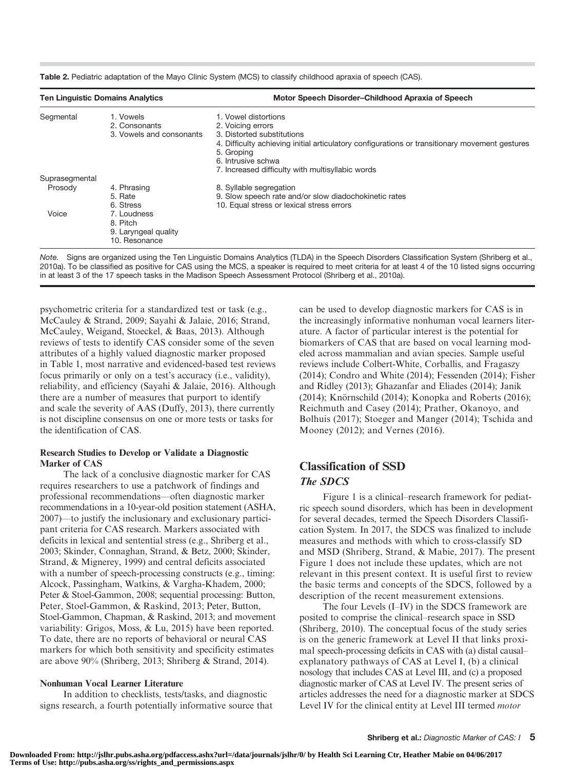**Table 2.** Pediatric adaptation of the Mayo Clinic System (MCS) to classify childhood apraxia of speech (CAS).

| Ten Linguistic Domains Analytics | | Motor Speech Disorder–Childhood Apraxia of Speech |
|---|---|---|
| Segmental | 1. Vowels<br>2. Consonants<br>3. Vowels and consonants | 1. Vowel distortions<br>2. Voicing errors<br>3. Distorted substitutions<br>4. Difficulty achieving initial articulatory configurations or transitionary movement gestures<br>5. Groping<br>6. Intrusive schwa<br>7. Increased difficulty with multisyllabic words |
| Suprasegmental | | |
| Prosody | 4. Phrasing<br>5. Rate<br>6. Stress | 8. Syllable segregation<br>9. Slow speech rate and/or slow diadochokinetic rates<br>10. Equal stress or lexical stress errors |
| Voice | 7. Loudness<br>8. Pitch<br>9. Laryngeal quality<br>10. Resonance | |

*Note.* Signs are organized using the Ten Linguistic Domains Analytics (TLDA) in the Speech Disorders Classification System (Shriberg et al., 2010a). To be classified as positive for CAS using the MCS, a speaker is required to meet criteria for at least 4 of the 10 listed signs occurring in at least 3 of the 17 speech tasks in the Madison Speech Assessment Protocol (Shriberg et al., 2010a).

psychometric criteria for a standardized test or task (e.g., McCauley & Strand, 2009; Sayahi & Jalaie, 2016; Strand, McCauley, Weigand, Stoeckel, & Baas, 2013). Although reviews of tests to identify CAS consider some of the seven attributes of a highly valued diagnostic marker proposed in Table 1, most narrative and evidenced-based test reviews focus primarily or only on a test's accuracy (i.e., validity), reliability, and efficiency (Sayahi & Jalaie, 2016). Although there are a number of measures that purport to identify and scale the severity of AAS (Duffy, 2013), there currently is not discipline consensus on one or more tests or tasks for the identification of CAS.

### Research Studies to Develop or Validate a Diagnostic Marker of CAS

The lack of a conclusive diagnostic marker for CAS requires researchers to use a patchwork of findings and professional recommendations—often diagnostic marker recommendations in a 10-year-old position statement (ASHA, 2007)—to justify the inclusionary and exclusionary participant criteria for CAS research. Markers associated with deficits in lexical and sentential stress (e.g., Shriberg et al., 2003; Skinder, Connaghan, Strand, & Betz, 2000; Skinder, Strand, & Mignerey, 1999) and central deficits associated with a number of speech-processing constructs (e.g., timing: Alcock, Passingham, Watkins, & Vargha-Khadem, 2000; Peter & Stoel-Gammon, 2008; sequential processing: Button, Peter, Stoel-Gammon, & Raskind, 2013; Peter, Button, Stoel-Gammon, Chapman, & Raskind, 2013; and movement variability: Grigos, Moss, & Lu, 2015) have been reported. To date, there are no reports of behavioral or neural CAS markers for which both sensitivity and specificity estimates are above 90% (Shriberg, 2013; Shriberg & Strand, 2014).

### Nonhuman Vocal Learner Literature

In addition to checklists, tests/tasks, and diagnostic signs research, a fourth potentially informative source that can be used to develop diagnostic markers for CAS is in the increasingly informative nonhuman vocal learners literature. A factor of particular interest is the potential for biomarkers of CAS that are based on vocal learning modeled across mammalian and avian species. Sample useful reviews include Colbert-White, Corballis, and Fragaszy (2014); Condro and White (2014); Fessenden (2014); Fisher and Ridley (2013); Ghazanfar and Eliades (2014); Janik (2014); Knörnschild (2014); Konopka and Roberts (2016); Reichmuth and Casey (2014); Prather, Okanoyo, and Bolhuis (2017); Stoeger and Manger (2014); Tschida and Mooney (2012); and Vernes (2016).

## Classification of SSD

### *The SDCS*

Figure 1 is a clinical–research framework for pediatric speech sound disorders, which has been in development for several decades, termed the Speech Disorders Classification System. In 2017, the SDCS was finalized to include measures and methods with which to cross-classify SD and MSD (Shriberg, Strand, & Mabie, 2017). The present Figure 1 does not include these updates, which are not relevant in this present context. It is useful first to review the basic terms and concepts of the SDCS, followed by a description of the recent measurement extensions.

The four Levels (I–IV) in the SDCS framework are posited to comprise the clinical–research space in SSD (Shriberg, 2010). The conceptual focus of the study series is on the generic framework at Level II that links proximal speech-processing deficits in CAS with (a) distal causal–explanatory pathways of CAS at Level I, (b) a clinical nosology that includes CAS at Level III, and (c) a proposed diagnostic marker of CAS at Level IV. The present series of articles addresses the need for a diagnostic marker at SDCS Level IV for the clinical entity at Level III termed *motor*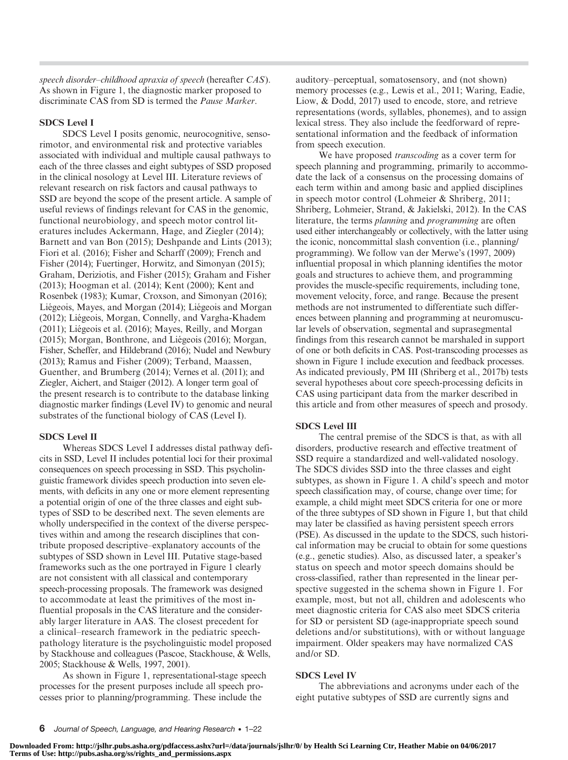*speech disorder–childhood apraxia of speech* (hereafter *CAS*). As shown in Figure 1, the diagnostic marker proposed to discriminate CAS from SD is termed the *Pause Marker*.

### SDCS Level I

SDCS Level I posits genomic, neurocognitive, sensorimotor, and environmental risk and protective variables associated with individual and multiple causal pathways to each of the three classes and eight subtypes of SSD proposed in the clinical nosology at Level III. Literature reviews of relevant research on risk factors and causal pathways to SSD are beyond the scope of the present article. A sample of useful reviews of findings relevant for CAS in the genomic, functional neurobiology, and speech motor control literatures includes Ackermann, Hage, and Ziegler (2014); Barnett and van Bon (2015); Deshpande and Lints (2013); Fiori et al. (2016); Fisher and Scharff (2009); French and Fisher (2014); Fuertinger, Horwitz, and Simonyan (2015); Graham, Deriziotis, and Fisher (2015); Graham and Fisher (2013); Hoogman et al. (2014); Kent (2000); Kent and Rosenbek (1983); Kumar, Croxson, and Simonyan (2016); Liégeois, Mayes, and Morgan (2014); Liégeois and Morgan (2012); Liégeois, Morgan, Connelly, and Vargha-Khadem (2011); Liégeois et al. (2016); Mayes, Reilly, and Morgan (2015); Morgan, Bonthrone, and Liégeois (2016); Morgan, Fisher, Scheffer, and Hildebrand (2016); Nudel and Newbury (2013); Ramus and Fisher (2009); Terband, Maassen, Guenther, and Brumberg (2014); Vernes et al. (2011); and Ziegler, Aichert, and Staiger (2012). A longer term goal of the present research is to contribute to the database linking diagnostic marker findings (Level IV) to genomic and neural substrates of the functional biology of CAS (Level I).

### SDCS Level II

Whereas SDCS Level I addresses distal pathway deficits in SSD, Level II includes potential loci for their proximal consequences on speech processing in SSD. This psycholinguistic framework divides speech production into seven elements, with deficits in any one or more element representing a potential origin of one of the three classes and eight subtypes of SSD to be described next. The seven elements are wholly underspecified in the context of the diverse perspectives within and among the research disciplines that contribute proposed descriptive–explanatory accounts of the subtypes of SSD shown in Level III. Putative stage-based frameworks such as the one portrayed in Figure 1 clearly are not consistent with all classical and contemporary speech-processing proposals. The framework was designed to accommodate at least the primitives of the most influential proposals in the CAS literature and the considerably larger literature in AAS. The closest precedent for a clinical–research framework in the pediatric speech-pathology literature is the psycholinguistic model proposed by Stackhouse and colleagues (Pascoe, Stackhouse, & Wells, 2005; Stackhouse & Wells, 1997, 2001).

As shown in Figure 1, representational-stage speech processes for the present purposes include all speech processes prior to planning/programming. These include the auditory–perceptual, somatosensory, and (not shown) memory processes (e.g., Lewis et al., 2011; Waring, Eadie, Liow, & Dodd, 2017) used to encode, store, and retrieve representations (words, syllables, phonemes), and to assign lexical stress. They also include the feedforward of representational information and the feedback of information from speech execution.

We have proposed *transcoding* as a cover term for speech planning and programming, primarily to accommodate the lack of a consensus on the processing domains of each term within and among basic and applied disciplines in speech motor control (Lohmeier & Shriberg, 2011; Shriberg, Lohmeier, Strand, & Jakielski, 2012). In the CAS literature, the terms *planning* and *programming* are often used either interchangeably or collectively, with the latter using the iconic, noncommittal slash convention (i.e., planning/programming). We follow van der Merwe's (1997, 2009) influential proposal in which planning identifies the motor goals and structures to achieve them, and programming provides the muscle-specific requirements, including tone, movement velocity, force, and range. Because the present methods are not instrumented to differentiate such differences between planning and programming at neuromuscular levels of observation, segmental and suprasegmental findings from this research cannot be marshaled in support of one or both deficits in CAS. Post-transcoding processes as shown in Figure 1 include execution and feedback processes. As indicated previously, PM III (Shriberg et al., 2017b) tests several hypotheses about core speech-processing deficits in CAS using participant data from the marker described in this article and from other measures of speech and prosody.

### SDCS Level III

The central premise of the SDCS is that, as with all disorders, productive research and effective treatment of SSD require a standardized and well-validated nosology. The SDCS divides SSD into the three classes and eight subtypes, as shown in Figure 1. A child's speech and motor speech classification may, of course, change over time; for example, a child might meet SDCS criteria for one or more of the three subtypes of SD shown in Figure 1, but that child may later be classified as having persistent speech errors (PSE). As discussed in the update to the SDCS, such historical information may be crucial to obtain for some questions (e.g., genetic studies). Also, as discussed later, a speaker's status on speech and motor speech domains should be cross-classified, rather than represented in the linear perspective suggested in the schema shown in Figure 1. For example, most, but not all, children and adolescents who meet diagnostic criteria for CAS also meet SDCS criteria for SD or persistent SD (age-inappropriate speech sound deletions and/or substitutions), with or without language impairment. Older speakers may have normalized CAS and/or SD.

### SDCS Level IV

The abbreviations and acronyms under each of the eight putative subtypes of SSD are currently signs and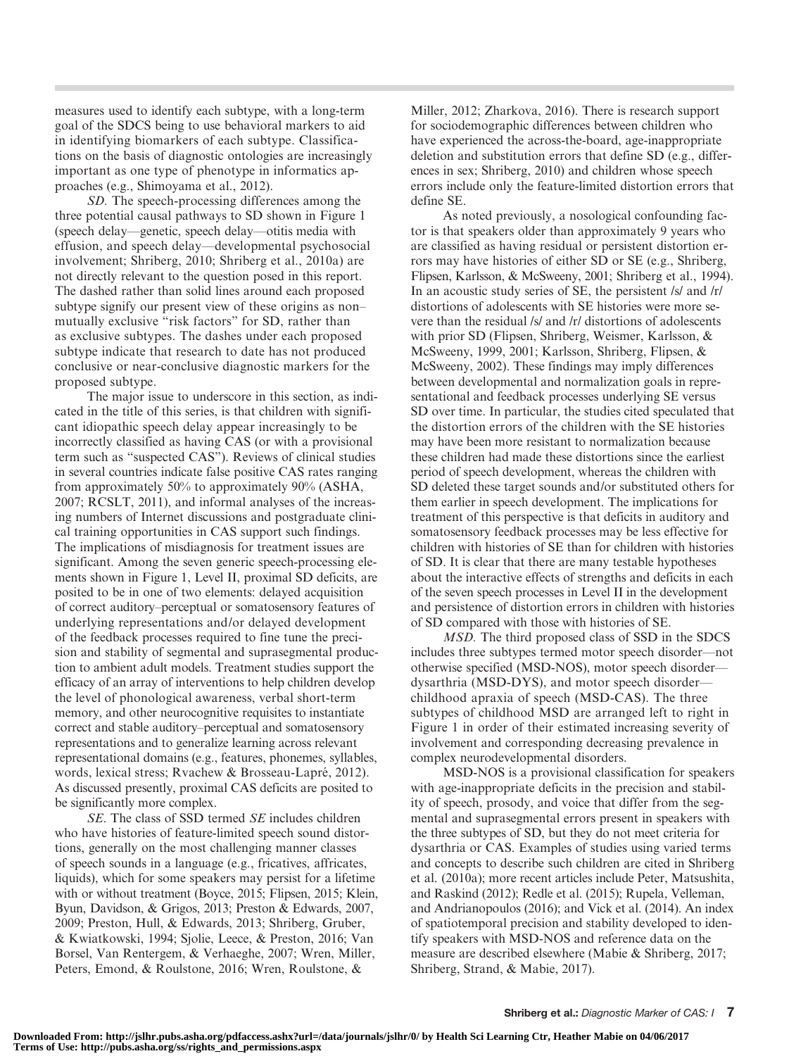measures used to identify each subtype, with a long-term goal of the SDCS being to use behavioral markers to aid in identifying biomarkers of each subtype. Classifications on the basis of diagnostic ontologies are increasingly important as one type of phenotype in informatics approaches (e.g., Shimoyama et al., 2012).

*SD*. The speech-processing differences among the three potential causal pathways to SD shown in Figure 1 (speech delay—genetic, speech delay—otitis media with effusion, and speech delay—developmental psychosocial involvement; Shriberg, 2010; Shriberg et al., 2010a) are not directly relevant to the question posed in this report. The dashed rather than solid lines around each proposed subtype signify our present view of these origins as non–mutually exclusive "risk factors" for SD, rather than as exclusive subtypes. The dashes under each proposed subtype indicate that research to date has not produced conclusive or near-conclusive diagnostic markers for the proposed subtype.

The major issue to underscore in this section, as indicated in the title of this series, is that children with significant idiopathic speech delay appear increasingly to be incorrectly classified as having CAS (or with a provisional term such as "suspected CAS"). Reviews of clinical studies in several countries indicate false positive CAS rates ranging from approximately 50% to approximately 90% (ASHA, 2007; RCSLT, 2011), and informal analyses of the increasing numbers of Internet discussions and postgraduate clinical training opportunities in CAS support such findings. The implications of misdiagnosis for treatment issues are significant. Among the seven generic speech-processing elements shown in Figure 1, Level II, proximal SD deficits, are posited to be in one of two elements: delayed acquisition of correct auditory–perceptual or somatosensory features of underlying representations and/or delayed development of the feedback processes required to fine tune the precision and stability of segmental and suprasegmental production to ambient adult models. Treatment studies support the efficacy of an array of interventions to help children develop the level of phonological awareness, verbal short-term memory, and other neurocognitive requisites to instantiate correct and stable auditory–perceptual and somatosensory representations and to generalize learning across relevant representational domains (e.g., features, phonemes, syllables, words, lexical stress; Rvachew & Brosseau-Lapré, 2012). As discussed presently, proximal CAS deficits are posited to be significantly more complex.

*SE*. The class of SSD termed *SE* includes children who have histories of feature-limited speech sound distortions, generally on the most challenging manner classes of speech sounds in a language (e.g., fricatives, affricates, liquids), which for some speakers may persist for a lifetime with or without treatment (Boyce, 2015; Flipsen, 2015; Klein, Byun, Davidson, & Grigos, 2013; Preston & Edwards, 2007, 2009; Preston, Hull, & Edwards, 2013; Shriberg, Gruber, & Kwiatkowski, 1994; Sjolie, Leece, & Preston, 2016; Van Borsel, Van Rentergem, & Verhaeghe, 2007; Wren, Miller, Peters, Emond, & Roulstone, 2016; Wren, Roulstone, & Miller, 2012; Zharkova, 2016). There is research support for sociodemographic differences between children who have experienced the across-the-board, age-inappropriate deletion and substitution errors that define SD (e.g., differences in sex; Shriberg, 2010) and children whose speech errors include only the feature-limited distortion errors that define SE.

As noted previously, a nosological confounding factor is that speakers older than approximately 9 years who are classified as having residual or persistent distortion errors may have histories of either SD or SE (e.g., Shriberg, Flipsen, Karlsson, & McSweeny, 2001; Shriberg et al., 1994). In an acoustic study series of SE, the persistent /s/ and /r/ distortions of adolescents with SE histories were more severe than the residual /s/ and /r/ distortions of adolescents with prior SD (Flipsen, Shriberg, Weismer, Karlsson, & McSweeny, 1999, 2001; Karlsson, Shriberg, Flipsen, & McSweeny, 2002). These findings may imply differences between developmental and normalization goals in representational and feedback processes underlying SE versus SD over time. In particular, the studies cited speculated that the distortion errors of the children with the SE histories may have been more resistant to normalization because these children had made these distortions since the earliest period of speech development, whereas the children with SD deleted these target sounds and/or substituted others for them earlier in speech development. The implications for treatment of this perspective is that deficits in auditory and somatosensory feedback processes may be less effective for children with histories of SE than for children with histories of SD. It is clear that there are many testable hypotheses about the interactive effects of strengths and deficits in each of the seven speech processes in Level II in the development and persistence of distortion errors in children with histories of SD compared with those with histories of SE.

*MSD*. The third proposed class of SSD in the SDCS includes three subtypes termed motor speech disorder—not otherwise specified (MSD-NOS), motor speech disorder—dysarthria (MSD-DYS), and motor speech disorder—childhood apraxia of speech (MSD-CAS). The three subtypes of childhood MSD are arranged left to right in Figure 1 in order of their estimated increasing severity of involvement and corresponding decreasing prevalence in complex neurodevelopmental disorders.

MSD-NOS is a provisional classification for speakers with age-inappropriate deficits in the precision and stability of speech, prosody, and voice that differ from the segmental and suprasegmental errors present in speakers with the three subtypes of SD, but they do not meet criteria for dysarthria or CAS. Examples of studies using varied terms and concepts to describe such children are cited in Shriberg et al. (2010a); more recent articles include Peter, Matsushita, and Raskind (2012); Redle et al. (2015); Rupela, Velleman, and Andrianopoulos (2016); and Vick et al. (2014). An index of spatiotemporal precision and stability developed to identify speakers with MSD-NOS and reference data on the measure are described elsewhere (Mabie & Shriberg, 2017; Shriberg, Strand, & Mabie, 2017).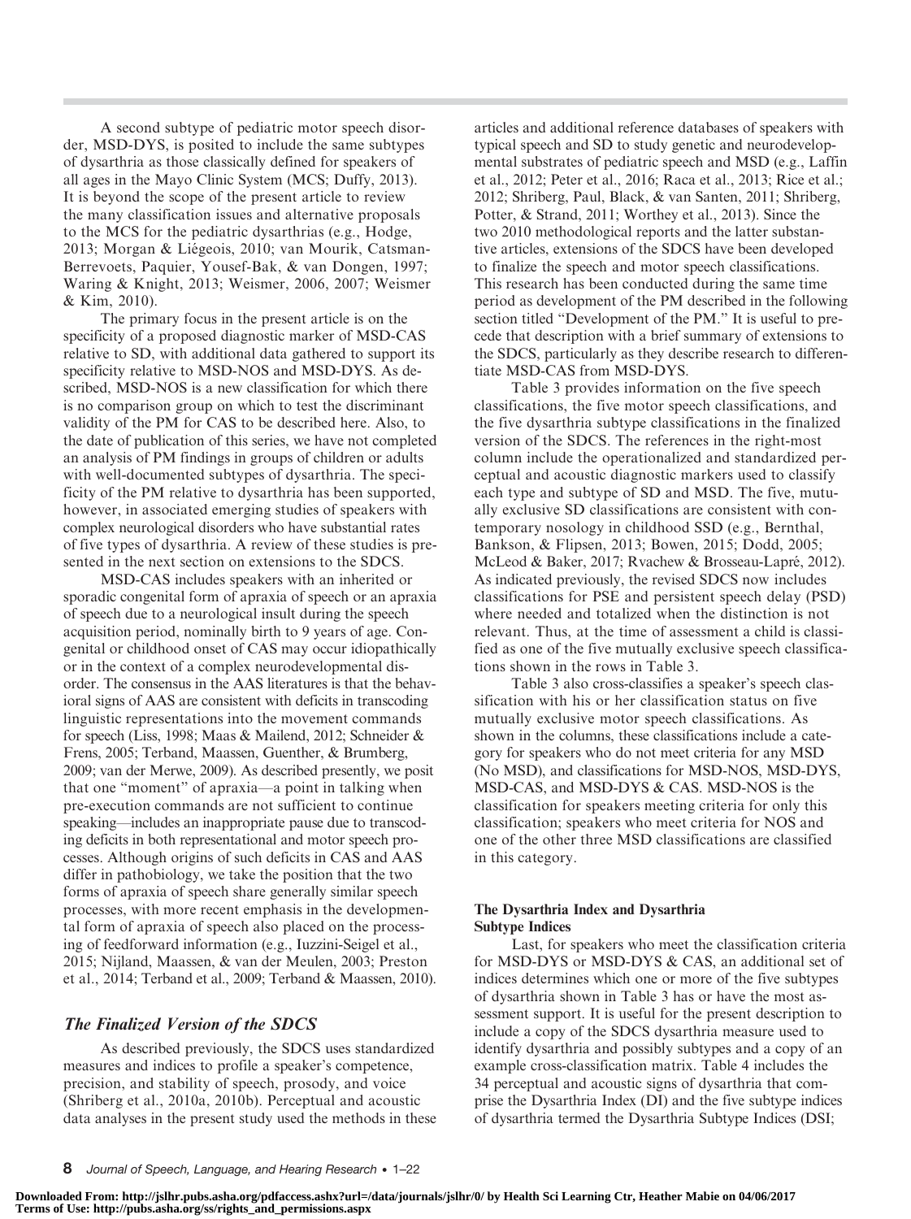A second subtype of pediatric motor speech disorder, MSD-DYS, is posited to include the same subtypes of dysarthria as those classically defined for speakers of all ages in the Mayo Clinic System (MCS; Duffy, 2013). It is beyond the scope of the present article to review the many classification issues and alternative proposals to the MCS for the pediatric dysarthrias (e.g., Hodge, 2013; Morgan & Liégeois, 2010; van Mourik, Catsman-Berrevoets, Paquier, Yousef-Bak, & van Dongen, 1997; Waring & Knight, 2013; Weismer, 2006, 2007; Weismer & Kim, 2010).

The primary focus in the present article is on the specificity of a proposed diagnostic marker of MSD-CAS relative to SD, with additional data gathered to support its specificity relative to MSD-NOS and MSD-DYS. As described, MSD-NOS is a new classification for which there is no comparison group on which to test the discriminant validity of the PM for CAS to be described here. Also, to the date of publication of this series, we have not completed an analysis of PM findings in groups of children or adults with well-documented subtypes of dysarthria. The specificity of the PM relative to dysarthria has been supported, however, in associated emerging studies of speakers with complex neurological disorders who have substantial rates of five types of dysarthria. A review of these studies is presented in the next section on extensions to the SDCS.

MSD-CAS includes speakers with an inherited or sporadic congenital form of apraxia of speech or an apraxia of speech due to a neurological insult during the speech acquisition period, nominally birth to 9 years of age. Congenital or childhood onset of CAS may occur idiopathically or in the context of a complex neurodevelopmental disorder. The consensus in the AAS literatures is that the behavioral signs of AAS are consistent with deficits in transcoding linguistic representations into the movement commands for speech (Liss, 1998; Maas & Mailend, 2012; Schneider & Frens, 2005; Terband, Maassen, Guenther, & Brumberg, 2009; van der Merwe, 2009). As described presently, we posit that one "moment" of apraxia—a point in talking when pre-execution commands are not sufficient to continue speaking—includes an inappropriate pause due to transcoding deficits in both representational and motor speech processes. Although origins of such deficits in CAS and AAS differ in pathobiology, we take the position that the two forms of apraxia of speech share generally similar speech processes, with more recent emphasis in the developmental form of apraxia of speech also placed on the processing of feedforward information (e.g., Iuzzini-Seigel et al., 2015; Nijland, Maassen, & van der Meulen, 2003; Preston et al., 2014; Terband et al., 2009; Terband & Maassen, 2010).

## *The Finalized Version of the SDCS*

As described previously, the SDCS uses standardized measures and indices to profile a speaker's competence, precision, and stability of speech, prosody, and voice (Shriberg et al., 2010a, 2010b). Perceptual and acoustic data analyses in the present study used the methods in these articles and additional reference databases of speakers with typical speech and SD to study genetic and neurodevelopmental substrates of pediatric speech and MSD (e.g., Laffin et al., 2012; Peter et al., 2016; Raca et al., 2013; Rice et al.; 2012; Shriberg, Paul, Black, & van Santen, 2011; Shriberg, Potter, & Strand, 2011; Worthey et al., 2013). Since the two 2010 methodological reports and the latter substantive articles, extensions of the SDCS have been developed to finalize the speech and motor speech classifications. This research has been conducted during the same time period as development of the PM described in the following section titled "Development of the PM." It is useful to precede that description with a brief summary of extensions to the SDCS, particularly as they describe research to differentiate MSD-CAS from MSD-DYS.

Table 3 provides information on the five speech classifications, the five motor speech classifications, and the five dysarthria subtype classifications in the finalized version of the SDCS. The references in the right-most column include the operationalized and standardized perceptual and acoustic diagnostic markers used to classify each type and subtype of SD and MSD. The five, mutually exclusive SD classifications are consistent with contemporary nosology in childhood SSD (e.g., Bernthal, Bankson, & Flipsen, 2013; Bowen, 2015; Dodd, 2005; McLeod & Baker, 2017; Rvachew & Brosseau-Lapré, 2012). As indicated previously, the revised SDCS now includes classifications for PSE and persistent speech delay (PSD) where needed and totalized when the distinction is not relevant. Thus, at the time of assessment a child is classified as one of the five mutually exclusive speech classifications shown in the rows in Table 3.

Table 3 also cross-classifies a speaker's speech classification with his or her classification status on five mutually exclusive motor speech classifications. As shown in the columns, these classifications include a category for speakers who do not meet criteria for any MSD (No MSD), and classifications for MSD-NOS, MSD-DYS, MSD-CAS, and MSD-DYS & CAS. MSD-NOS is the classification for speakers meeting criteria for only this classification; speakers who meet criteria for NOS and one of the other three MSD classifications are classified in this category.

### The Dysarthria Index and Dysarthria Subtype Indices

Last, for speakers who meet the classification criteria for MSD-DYS or MSD-DYS & CAS, an additional set of indices determines which one or more of the five subtypes of dysarthria shown in Table 3 has or have the most assessment support. It is useful for the present description to include a copy of the SDCS dysarthria measure used to identify dysarthria and possibly subtypes and a copy of an example cross-classification matrix. Table 4 includes the 34 perceptual and acoustic signs of dysarthria that comprise the Dysarthria Index (DI) and the five subtype indices of dysarthria termed the Dysarthria Subtype Indices (DSI;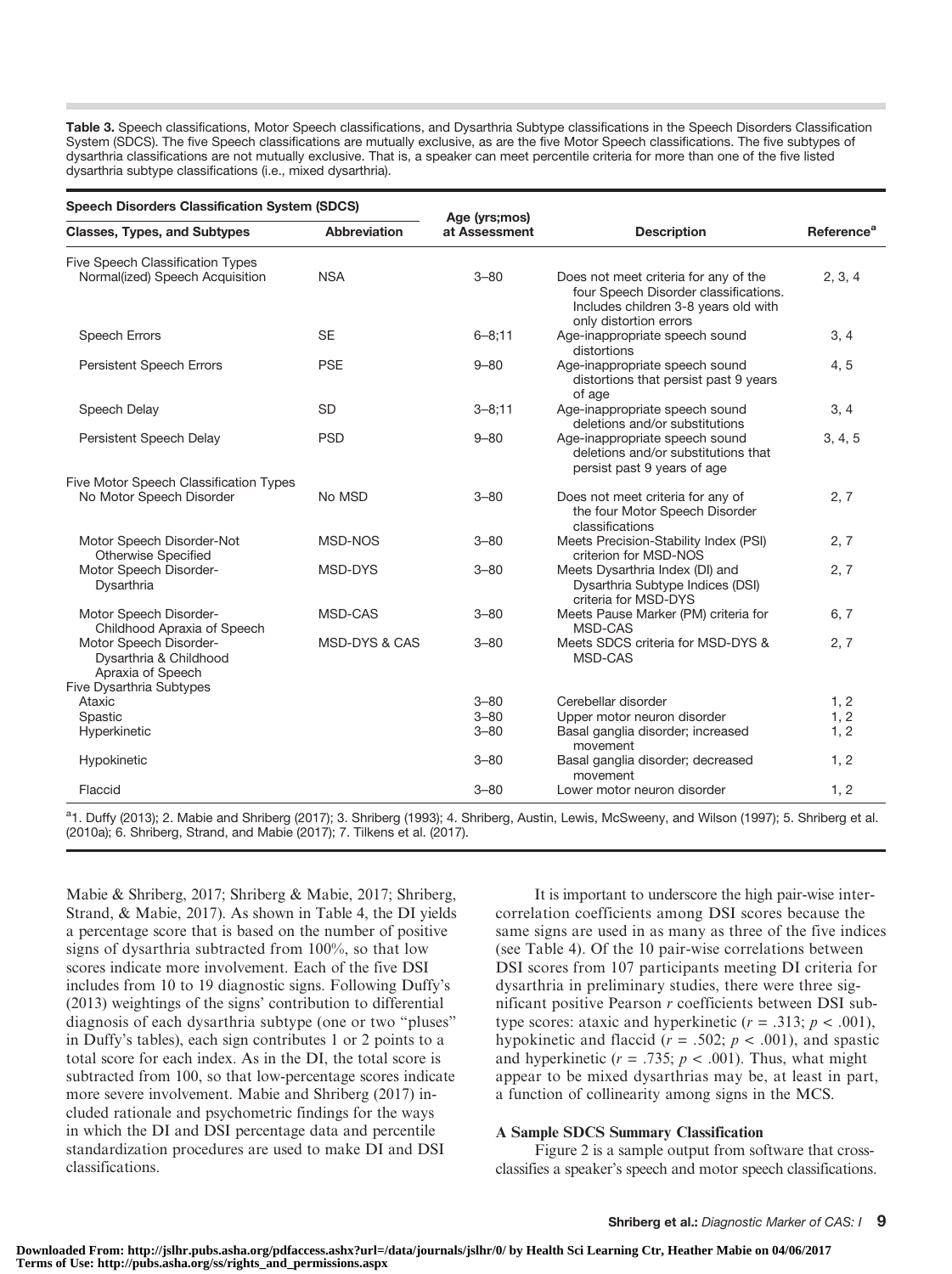**Table 3.** Speech classifications, Motor Speech classifications, and Dysarthria Subtype classifications in the Speech Disorders Classification System (SDCS). The five Speech classifications are mutually exclusive, as are the five Motor Speech classifications. The five subtypes of dysarthria classifications are not mutually exclusive. That is, a speaker can meet percentile criteria for more than one of the five listed dysarthria subtype classifications (i.e., mixed dysarthria).

| Speech Disorders Classification System (SDCS) | | Age (yrs;mos) | | |
|---|---|---|---|---|
| **Classes, Types, and Subtypes** | **Abbreviation** | **at Assessment** | **Description** | **Reference[a]** |
| Five Speech Classification Types | | | | |
| Normal(ized) Speech Acquisition | NSA | 3–80 | Does not meet criteria for any of the four Speech Disorder classifications. Includes children 3-8 years old with only distortion errors | 2, 3, 4 |
| Speech Errors | SE | 6–8;11 | Age-inappropriate speech sound distortions | 3, 4 |
| Persistent Speech Errors | PSE | 9–80 | Age-inappropriate speech sound distortions that persist past 9 years of age | 4, 5 |
| Speech Delay | SD | 3–8;11 | Age-inappropriate speech sound deletions and/or substitutions | 3, 4 |
| Persistent Speech Delay | PSD | 9–80 | Age-inappropriate speech sound deletions and/or substitutions that persist past 9 years of age | 3, 4, 5 |
| Five Motor Speech Classification Types | | | | |
| No Motor Speech Disorder | No MSD | 3–80 | Does not meet criteria for any of the four Motor Speech Disorder classifications | 2, 7 |
| Motor Speech Disorder-Not Otherwise Specified | MSD-NOS | 3–80 | Meets Precision-Stability Index (PSI) criterion for MSD-NOS | 2, 7 |
| Motor Speech Disorder-Dysarthria | MSD-DYS | 3–80 | Meets Dysarthria Index (DI) and Dysarthria Subtype Indices (DSI) criteria for MSD-DYS | 2, 7 |
| Motor Speech Disorder-Childhood Apraxia of Speech | MSD-CAS | 3–80 | Meets Pause Marker (PM) criteria for MSD-CAS | 6, 7 |
| Motor Speech Disorder-Dysarthria & Childhood Apraxia of Speech | MSD-DYS & CAS | 3–80 | Meets SDCS criteria for MSD-DYS & MSD-CAS | 2, 7 |
| Five Dysarthria Subtypes | | | | |
| Ataxic | | 3–80 | Cerebellar disorder | 1, 2 |
| Spastic | | 3–80 | Upper motor neuron disorder | 1, 2 |
| Hyperkinetic | | 3–80 | Basal ganglia disorder; increased movement | 1, 2 |
| Hypokinetic | | 3–80 | Basal ganglia disorder; decreased movement | 1, 2 |
| Flaccid | | 3–80 | Lower motor neuron disorder | 1, 2 |

[a]1. Duffy (2013); 2. Mabie and Shriberg (2017); 3. Shriberg (1993); 4. Shriberg, Austin, Lewis, McSweeny, and Wilson (1997); 5. Shriberg et al. (2010a); 6. Shriberg, Strand, and Mabie (2017); 7. Tilkens et al. (2017).

Mabie & Shriberg, 2017; Shriberg & Mabie, 2017; Shriberg, Strand, & Mabie, 2017). As shown in Table 4, the DI yields a percentage score that is based on the number of positive signs of dysarthria subtracted from 100%, so that low scores indicate more involvement. Each of the five DSI includes from 10 to 19 diagnostic signs. Following Duffy's (2013) weightings of the signs' contribution to differential diagnosis of each dysarthria subtype (one or two "pluses" in Duffy's tables), each sign contributes 1 or 2 points to a total score for each index. As in the DI, the total score is subtracted from 100, so that low-percentage scores indicate more severe involvement. Mabie and Shriberg (2017) included rationale and psychometric findings for the ways in which the DI and DSI percentage data and percentile standardization procedures are used to make DI and DSI classifications.

It is important to underscore the high pair-wise intercorrelation coefficients among DSI scores because the same signs are used in as many as three of the five indices (see Table 4). Of the 10 pair-wise correlations between DSI scores from 107 participants meeting DI criteria for dysarthria in preliminary studies, there were three significant positive Pearson $r$ coefficients between DSI subtype scores: ataxic and hyperkinetic ($r = .313$; $p < .001$), hypokinetic and flaccid ($r = .502$; $p < .001$), and spastic and hyperkinetic ($r = .735$; $p < .001$). Thus, what might appear to be mixed dysarthrias may be, at least in part, a function of collinearity among signs in the MCS.

### A Sample SDCS Summary Classification

Figure 2 is a sample output from software that cross-classifies a speaker's speech and motor speech classifications.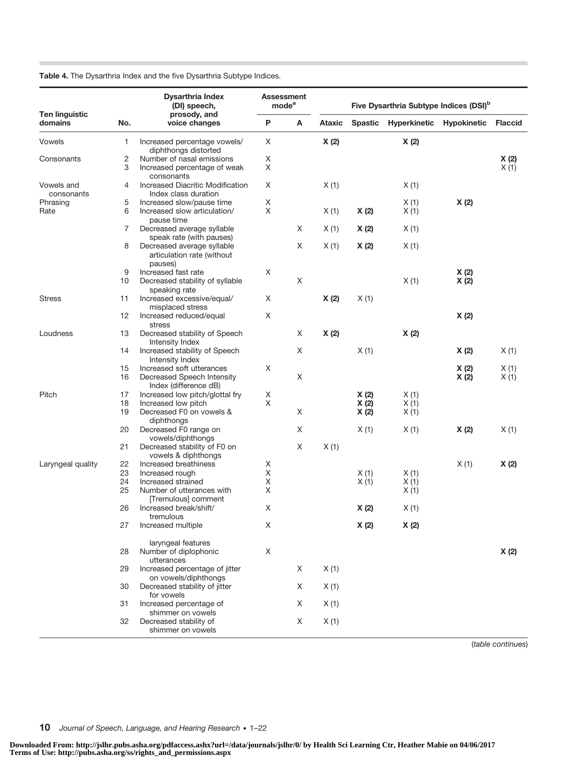**Table 4.** The Dysarthria Index and the five Dysarthria Subtype Indices.

| Ten linguistic domains | No. | Dysarthria Index (DI) speech, prosody, and voice changes | Assessment mode[a] | | Five Dysarthria Subtype Indices (DSI)[b] | | | | |
|---|---|---|---|---|---|---|---|---|---|
| | | | P | A | Ataxic | Spastic | Hyperkinetic | Hypokinetic | Flaccid |
| Vowels | 1 | Increased percentage vowels/diphthongs distorted | X | | **X (2)** | | **X (2)** | | |
| Consonants | 2 | Number of nasal emissions | X | | | | | | **X (2)** |
| | 3 | Increased percentage of weak consonants | X | | | | | | X (1) |
| Vowels and consonants | 4 | Increased Diacritic Modification Index class duration | X | | X (1) | | X (1) | | |
| Phrasing | 5 | Increased slow/pause time | X | | | | X (1) | **X (2)** | |
| Rate | 6 | Increased slow articulation/pause time | X | | X (1) | **X (2)** | X (1) | | |
| | 7 | Decreased average syllable speak rate (with pauses) | | X | X (1) | **X (2)** | X (1) | | |
| | 8 | Decreased average syllable articulation rate (without pauses) | | X | X (1) | **X (2)** | X (1) | | |
| | 9 | Increased fast rate | X | | | | | **X (2)** | |
| | 10 | Decreased stability of syllable speaking rate | | X | | | X (1) | **X (2)** | |
| Stress | 11 | Increased excessive/equal/misplaced stress | X | | **X (2)** | X (1) | | | |
| | 12 | Increased reduced/equal stress | X | | | | | **X (2)** | |
| Loudness | 13 | Decreased stability of Speech Intensity Index | | X | **X (2)** | | **X (2)** | | |
| | 14 | Increased stability of Speech Intensity Index | | X | | X (1) | | **X (2)** | X (1) |
| | 15 | Increased soft utterances | X | | | | | **X (2)** | X (1) |
| | 16 | Decreased Speech Intensity Index (difference dB) | | X | | | | **X (2)** | X (1) |
| Pitch | 17 | Increased low pitch/glottal fry | X | | | **X (2)** | X (1) | | |
| | 18 | Increased low pitch | X | | | **X (2)** | X (1) | | |
| | 19 | Decreased F0 on vowels & diphthongs | | X | | **X (2)** | X (1) | | |
| | 20 | Decreased F0 range on vowels/diphthongs | | X | | X (1) | X (1) | **X (2)** | X (1) |
| | 21 | Decreased stability of F0 on vowels & diphthongs | | X | X (1) | | | | |
| Laryngeal quality | 22 | Increased breathiness | X | | | | | X (1) | **X (2)** |
| | 23 | Increased rough | X | | | X (1) | X (1) | | |
| | 24 | Increased strained | X | | | X (1) | X (1) | | |
| | 25 | Number of utterances with [Tremulous] comment | X | | | | X (1) | | |
| | 26 | Increased break/shift/tremulous | X | | | **X (2)** | X (1) | | |
| | 27 | Increased multiple laryngeal features | X | | | **X (2)** | **X (2)** | | |
| | 28 | Number of diplophonic utterances | X | | | | | | **X (2)** |
| | 29 | Increased percentage of jitter on vowels/diphthongs | | X | X (1) | | | | |
| | 30 | Decreased stability of jitter for vowels | | X | X (1) | | | | |
| | 31 | Increased percentage of shimmer on vowels | | X | X (1) | | | | |
| | 32 | Decreased stability of shimmer on vowels | | X | X (1) | | | | |

(*table continues*)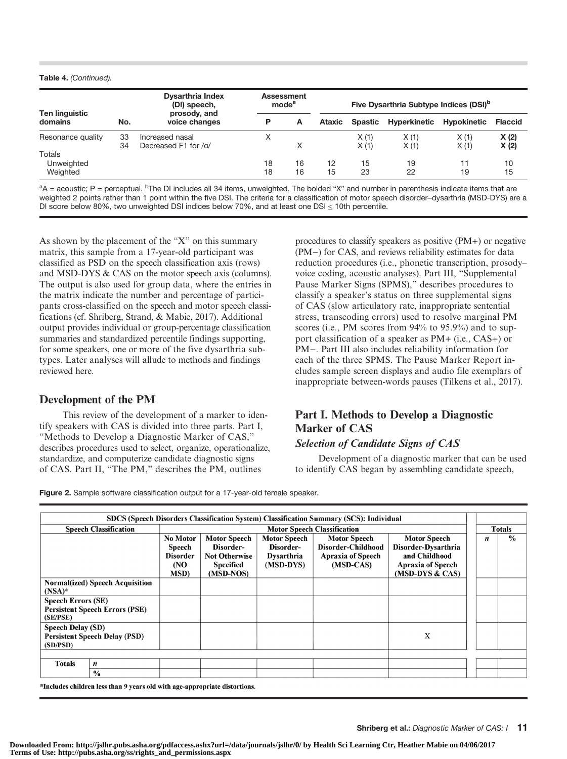**Table 4.** *(Continued).*

| Ten linguistic domains | No. | Dysarthria Index (DI) speech, prosody, and voice changes | Assessment mode[a] | | Five Dysarthria Subtype Indices (DSI)[b] | | | | |
|---|---|---|---|---|---|---|---|---|---|
| | | | P | A | Ataxic | Spastic | Hyperkinetic | Hypokinetic | Flaccid |
| Resonance quality | 33 | Increased nasal | X | | | X (1) | X (1) | X (1) | **X (2)** |
| | 34 | Decreased F1 for /ɑ/ | | X | | X (1) | X (1) | X (1) | **X (2)** |
| Totals | | | | | | | | | |
| Unweighted | | | 18 | 16 | 12 | 15 | 19 | 11 | 10 |
| Weighted | | | 18 | 16 | 15 | 23 | 22 | 19 | 15 |

[a]A = acoustic; P = perceptual. [b]The DI includes all 34 items, unweighted. The bolded "X" and number in parenthesis indicate items that are weighted 2 points rather than 1 point within the five DSI. The criteria for a classification of motor speech disorder–dysarthria (MSD-DYS) are a DI score below 80%, two unweighted DSI indices below 70%, and at least one DSI ≤ 10th percentile.

As shown by the placement of the "X" on this summary matrix, this sample from a 17-year-old participant was classified as PSD on the speech classification axis (rows) and MSD-DYS & CAS on the motor speech axis (columns). The output is also used for group data, where the entries in the matrix indicate the number and percentage of participants cross-classified on the speech and motor speech classifications (cf. Shriberg, Strand, & Mabie, 2017). Additional output provides individual or group-percentage classification summaries and standardized percentile findings supporting, for some speakers, one or more of the five dysarthria subtypes. Later analyses will allude to methods and findings reviewed here.

## Development of the PM

This review of the development of a marker to identify speakers with CAS is divided into three parts. Part I, "Methods to Develop a Diagnostic Marker of CAS," describes procedures used to select, organize, operationalize, standardize, and computerize candidate diagnostic signs of CAS. Part II, "The PM," describes the PM, outlines procedures to classify speakers as positive (PM+) or negative (PM−) for CAS, and reviews reliability estimates for data reduction procedures (i.e., phonetic transcription, prosody–voice coding, acoustic analyses). Part III, "Supplemental Pause Marker Signs (SPMS)," describes procedures to classify a speaker's status on three supplemental signs of CAS (slow articulatory rate, inappropriate sentential stress, transcoding errors) used to resolve marginal PM scores (i.e., PM scores from 94% to 95.9%) and to support classification of a speaker as PM+ (i.e., CAS+) or PM−. Part III also includes reliability information for each of the three SPMS. The Pause Marker Report includes sample screen displays and audio file exemplars of inappropriate between-words pauses (Tilkens et al., 2017).

## Part I. Methods to Develop a Diagnostic Marker of CAS

### *Selection of Candidate Signs of CAS*

Development of a diagnostic marker that can be used to identify CAS began by assembling candidate speech,

**Figure 2.** Sample software classification output for a 17-year-old female speaker.

| SDCS (Speech Disorders Classification System) Classification Summary (SCS): Individual | | | | | | | | |
|---|---|---|---|---|---|---|---|---|
| **Speech Classification** | | **Motor Speech Classification** | | | | | **Totals** | |
| | | **No Motor Speech Disorder (NO MSD)** | **Motor Speech Disorder-Not Otherwise Specified (MSD-NOS)** | **Motor Speech Disorder-Dysarthria (MSD-DYS)** | **Motor Speech Disorder-Childhood Apraxia of Speech (MSD-CAS)** | **Motor Speech Disorder-Dysarthria and Childhood Apraxia of Speech (MSD-DYS & CAS)** | ***n*** | **%** |
| **Normal(ized) Speech Acquisition (NSA)[a]** | | | | | | | | |
| **Speech Errors (SE) Persistent Speech Errors (PSE) (SE/PSE)** | | | | | | | | |
| **Speech Delay (SD) Persistent Speech Delay (PSD) (SD/PSD)** | | | | | | X | | |
| **Totals** | ***n*** | | | | | | | |
| | **%** | | | | | | | |

[a]**Includes children less than 9 years old with age-appropriate distortions.**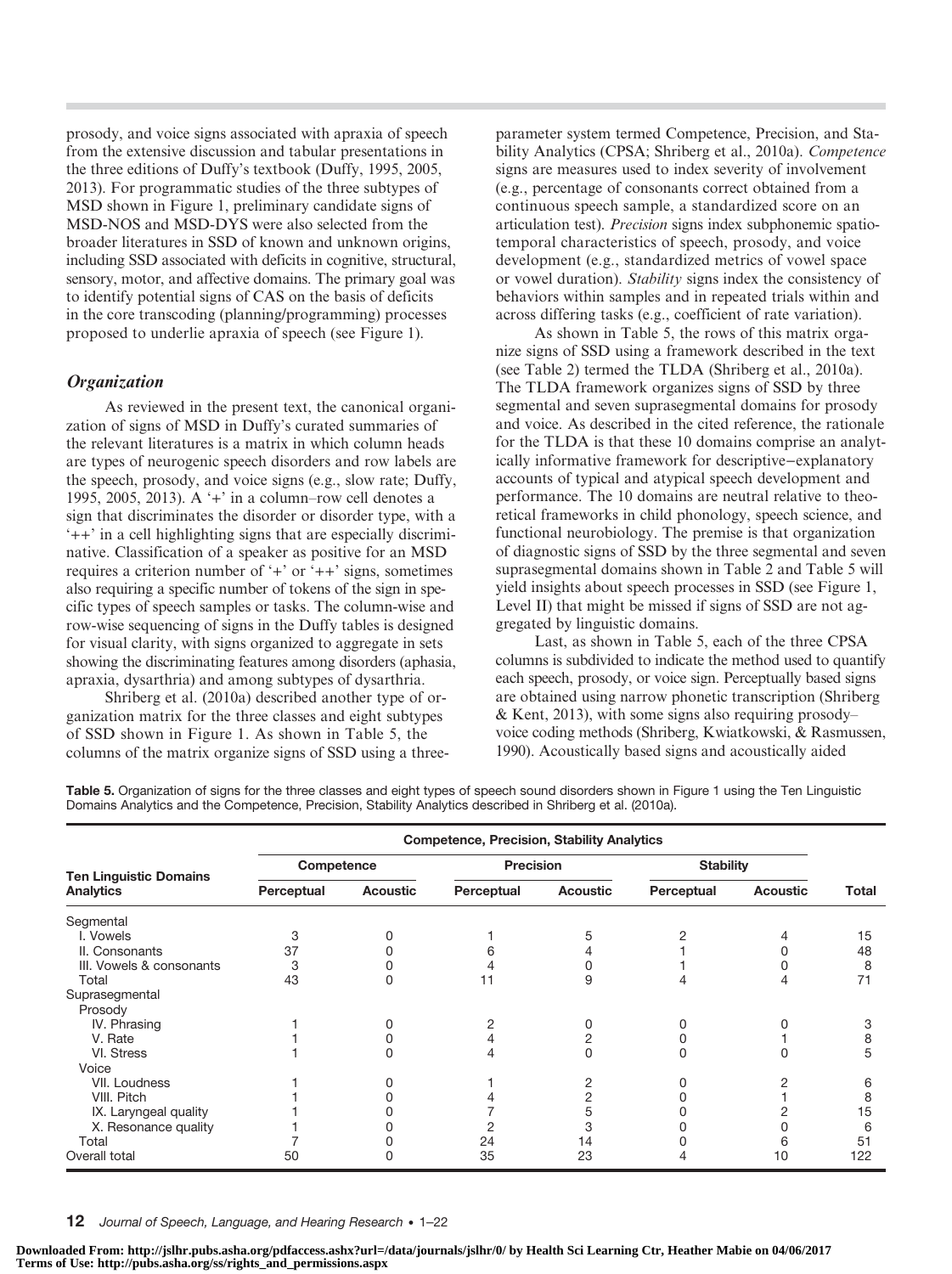prosody, and voice signs associated with apraxia of speech from the extensive discussion and tabular presentations in the three editions of Duffy's textbook (Duffy, 1995, 2005, 2013). For programmatic studies of the three subtypes of MSD shown in Figure 1, preliminary candidate signs of MSD-NOS and MSD-DYS were also selected from the broader literatures in SSD of known and unknown origins, including SSD associated with deficits in cognitive, structural, sensory, motor, and affective domains. The primary goal was to identify potential signs of CAS on the basis of deficits in the core transcoding (planning/programming) processes proposed to underlie apraxia of speech (see Figure 1).

### *Organization*

As reviewed in the present text, the canonical organization of signs of MSD in Duffy's curated summaries of the relevant literatures is a matrix in which column heads are types of neurogenic speech disorders and row labels are the speech, prosody, and voice signs (e.g., slow rate; Duffy, 1995, 2005, 2013). A '+' in a column–row cell denotes a sign that discriminates the disorder or disorder type, with a '++' in a cell highlighting signs that are especially discriminative. Classification of a speaker as positive for an MSD requires a criterion number of '+' or '++' signs, sometimes also requiring a specific number of tokens of the sign in specific types of speech samples or tasks. The column-wise and row-wise sequencing of signs in the Duffy tables is designed for visual clarity, with signs organized to aggregate in sets showing the discriminating features among disorders (aphasia, apraxia, dysarthria) and among subtypes of dysarthria.

Shriberg et al. (2010a) described another type of organization matrix for the three classes and eight subtypes of SSD shown in Figure 1. As shown in Table 5, the columns of the matrix organize signs of SSD using a three-parameter system termed Competence, Precision, and Stability Analytics (CPSA; Shriberg et al., 2010a). *Competence* signs are measures used to index severity of involvement (e.g., percentage of consonants correct obtained from a continuous speech sample, a standardized score on an articulation test). *Precision* signs index subphonemic spatiotemporal characteristics of speech, prosody, and voice development (e.g., standardized metrics of vowel space or vowel duration). *Stability* signs index the consistency of behaviors within samples and in repeated trials within and across differing tasks (e.g., coefficient of rate variation).

As shown in Table 5, the rows of this matrix organize signs of SSD using a framework described in the text (see Table 2) termed the TLDA (Shriberg et al., 2010a). The TLDA framework organizes signs of SSD by three segmental and seven suprasegmental domains for prosody and voice. As described in the cited reference, the rationale for the TLDA is that these 10 domains comprise an analytically informative framework for descriptive–explanatory accounts of typical and atypical speech development and performance. The 10 domains are neutral relative to theoretical frameworks in child phonology, speech science, and functional neurobiology. The premise is that organization of diagnostic signs of SSD by the three segmental and seven suprasegmental domains shown in Table 2 and Table 5 will yield insights about speech processes in SSD (see Figure 1, Level II) that might be missed if signs of SSD are not aggregated by linguistic domains.

Last, as shown in Table 5, each of the three CPSA columns is subdivided to indicate the method used to quantify each speech, prosody, or voice sign. Perceptually based signs are obtained using narrow phonetic transcription (Shriberg & Kent, 2013), with some signs also requiring prosody–voice coding methods (Shriberg, Kwiatkowski, & Rasmussen, 1990). Acoustically based signs and acoustically aided

**Table 5.** Organization of signs for the three classes and eight types of speech sound disorders shown in Figure 1 using the Ten Linguistic Domains Analytics and the Competence, Precision, Stability Analytics described in Shriberg et al. (2010a).

| | Competence, Precision, Stability Analytics | | | | | | |
|---|---|---|---|---|---|---|---|
| | Competence | | Precision | | Stability | | |
| Ten Linguistic Domains Analytics | Perceptual | Acoustic | Perceptual | Acoustic | Perceptual | Acoustic | Total |
| Segmental | | | | | | | |
| I. Vowels | 3 | 0 | 1 | 5 | 2 | 4 | 15 |
| II. Consonants | 37 | 0 | 6 | 4 | 1 | 0 | 48 |
| III. Vowels & consonants | 3 | 0 | 4 | 0 | 1 | 0 | 8 |
| Total | 43 | 0 | 11 | 9 | 4 | 4 | 71 |
| Suprasegmental | | | | | | | |
| Prosody | | | | | | | |
| IV. Phrasing | 1 | 0 | 2 | 0 | 0 | 0 | 3 |
| V. Rate | 1 | 0 | 4 | 2 | 0 | 1 | 8 |
| VI. Stress | 1 | 0 | 4 | 0 | 0 | 0 | 5 |
| Voice | | | | | | | |
| VII. Loudness | 1 | 0 | 1 | 2 | 0 | 2 | 6 |
| VIII. Pitch | 1 | 0 | 4 | 2 | 0 | 1 | 8 |
| IX. Laryngeal quality | 1 | 0 | 7 | 5 | 0 | 2 | 15 |
| X. Resonance quality | 1 | 0 | 2 | 3 | 0 | 0 | 6 |
| Total | 7 | 0 | 24 | 14 | 0 | 6 | 51 |
| Overall total | 50 | 0 | 35 | 23 | 4 | 10 | 122 |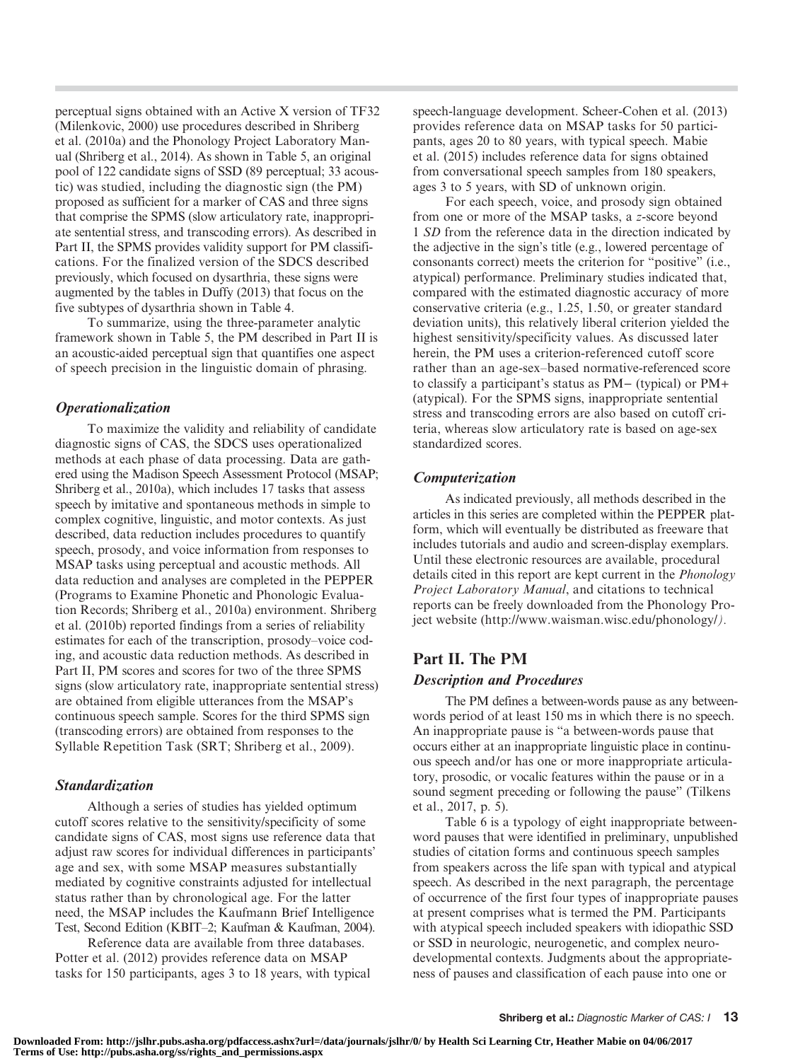perceptual signs obtained with an Active X version of TF32 (Milenkovic, 2000) use procedures described in Shriberg et al. (2010a) and the Phonology Project Laboratory Manual (Shriberg et al., 2014). As shown in Table 5, an original pool of 122 candidate signs of SSD (89 perceptual; 33 acoustic) was studied, including the diagnostic sign (the PM) proposed as sufficient for a marker of CAS and three signs that comprise the SPMS (slow articulatory rate, inappropriate sentential stress, and transcoding errors). As described in Part II, the SPMS provides validity support for PM classifications. For the finalized version of the SDCS described previously, which focused on dysarthria, these signs were augmented by the tables in Duffy (2013) that focus on the five subtypes of dysarthria shown in Table 4.

To summarize, using the three-parameter analytic framework shown in Table 5, the PM described in Part II is an acoustic-aided perceptual sign that quantifies one aspect of speech precision in the linguistic domain of phrasing.

### *Operationalization*

To maximize the validity and reliability of candidate diagnostic signs of CAS, the SDCS uses operationalized methods at each phase of data processing. Data are gathered using the Madison Speech Assessment Protocol (MSAP; Shriberg et al., 2010a), which includes 17 tasks that assess speech by imitative and spontaneous methods in simple to complex cognitive, linguistic, and motor contexts. As just described, data reduction includes procedures to quantify speech, prosody, and voice information from responses to MSAP tasks using perceptual and acoustic methods. All data reduction and analyses are completed in the PEPPER (Programs to Examine Phonetic and Phonologic Evaluation Records; Shriberg et al., 2010a) environment. Shriberg et al. (2010b) reported findings from a series of reliability estimates for each of the transcription, prosody–voice coding, and acoustic data reduction methods. As described in Part II, PM scores and scores for two of the three SPMS signs (slow articulatory rate, inappropriate sentential stress) are obtained from eligible utterances from the MSAP's continuous speech sample. Scores for the third SPMS sign (transcoding errors) are obtained from responses to the Syllable Repetition Task (SRT; Shriberg et al., 2009).

### *Standardization*

Although a series of studies has yielded optimum cutoff scores relative to the sensitivity/specificity of some candidate signs of CAS, most signs use reference data that adjust raw scores for individual differences in participants' age and sex, with some MSAP measures substantially mediated by cognitive constraints adjusted for intellectual status rather than by chronological age. For the latter need, the MSAP includes the Kaufmann Brief Intelligence Test, Second Edition (KBIT–2; Kaufman & Kaufman, 2004).

Reference data are available from three databases. Potter et al. (2012) provides reference data on MSAP tasks for 150 participants, ages 3 to 18 years, with typical speech-language development. Scheer-Cohen et al. (2013) provides reference data on MSAP tasks for 50 participants, ages 20 to 80 years, with typical speech. Mabie et al. (2015) includes reference data for signs obtained from conversational speech samples from 180 speakers, ages 3 to 5 years, with SD of unknown origin.

For each speech, voice, and prosody sign obtained from one or more of the MSAP tasks, a *z*-score beyond 1 *SD* from the reference data in the direction indicated by the adjective in the sign's title (e.g., lowered percentage of consonants correct) meets the criterion for "positive" (i.e., atypical) performance. Preliminary studies indicated that, compared with the estimated diagnostic accuracy of more conservative criteria (e.g., 1.25, 1.50, or greater standard deviation units), this relatively liberal criterion yielded the highest sensitivity/specificity values. As discussed later herein, the PM uses a criterion-referenced cutoff score rather than an age-sex–based normative-referenced score to classify a participant's status as PM− (typical) or PM+ (atypical). For the SPMS signs, inappropriate sentential stress and transcoding errors are also based on cutoff criteria, whereas slow articulatory rate is based on age-sex standardized scores.

### *Computerization*

As indicated previously, all methods described in the articles in this series are completed within the PEPPER platform, which will eventually be distributed as freeware that includes tutorials and audio and screen-display exemplars. Until these electronic resources are available, procedural details cited in this report are kept current in the *Phonology Project Laboratory Manual*, and citations to technical reports can be freely downloaded from the Phonology Project website (http://www.waisman.wisc.edu/phonology/).

## Part II. The PM

### *Description and Procedures*

The PM defines a between-words pause as any between-words period of at least 150 ms in which there is no speech. An inappropriate pause is "a between-words pause that occurs either at an inappropriate linguistic place in continuous speech and/or has one or more inappropriate articulatory, prosodic, or vocalic features within the pause or in a sound segment preceding or following the pause" (Tilkens et al., 2017, p. 5).

Table 6 is a typology of eight inappropriate between-word pauses that were identified in preliminary, unpublished studies of citation forms and continuous speech samples from speakers across the life span with typical and atypical speech. As described in the next paragraph, the percentage of occurrence of the first four types of inappropriate pauses at present comprises what is termed the PM. Participants with atypical speech included speakers with idiopathic SSD or SSD in neurologic, neurogenetic, and complex neurodevelopmental contexts. Judgments about the appropriateness of pauses and classification of each pause into one or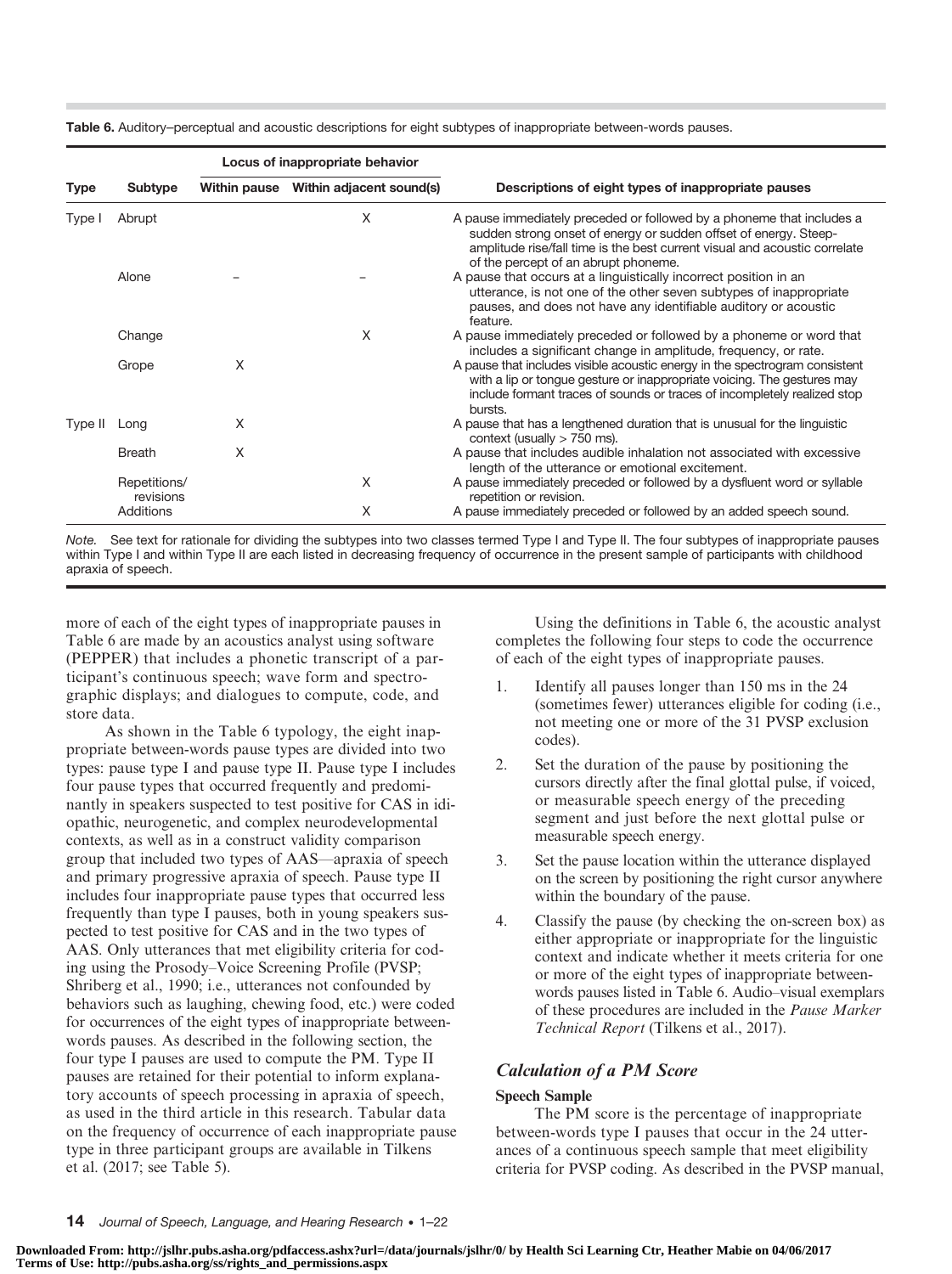**Table 6.** Auditory–perceptual and acoustic descriptions for eight subtypes of inappropriate between-words pauses.

| Type | Subtype | Locus of inappropriate behavior | | Descriptions of eight types of inappropriate pauses |
|---|---|---|---|---|
| | | Within pause | Within adjacent sound(s) | |
| Type I | Abrupt | | X | A pause immediately preceded or followed by a phoneme that includes a sudden strong onset of energy or sudden offset of energy. Steep-amplitude rise/fall time is the best current visual and acoustic correlate of the percept of an abrupt phoneme. |
| | Alone | – | – | A pause that occurs at a linguistically incorrect position in an utterance, is not one of the other seven subtypes of inappropriate pauses, and does not have any identifiable auditory or acoustic feature. |
| | Change | | X | A pause immediately preceded or followed by a phoneme or word that includes a significant change in amplitude, frequency, or rate. |
| | Grope | X | | A pause that includes visible acoustic energy in the spectrogram consistent with a lip or tongue gesture or inappropriate voicing. The gestures may include formant traces of sounds or traces of incompletely realized stop bursts. |
| Type II | Long | X | | A pause that has a lengthened duration that is unusual for the linguistic context (usually > 750 ms). |
| | Breath | X | | A pause that includes audible inhalation not associated with excessive length of the utterance or emotional excitement. |
| | Repetitions/ revisions | | X | A pause immediately preceded or followed by a dysfluent word or syllable repetition or revision. |
| | Additions | | X | A pause immediately preceded or followed by an added speech sound. |

*Note.* See text for rationale for dividing the subtypes into two classes termed Type I and Type II. The four subtypes of inappropriate pauses within Type I and within Type II are each listed in decreasing frequency of occurrence in the present sample of participants with childhood apraxia of speech.

more of each of the eight types of inappropriate pauses in Table 6 are made by an acoustics analyst using software (PEPPER) that includes a phonetic transcript of a participant's continuous speech; wave form and spectrographic displays; and dialogues to compute, code, and store data.

As shown in the Table 6 typology, the eight inappropriate between-words pause types are divided into two types: pause type I and pause type II. Pause type I includes four pause types that occurred frequently and predominantly in speakers suspected to test positive for CAS in idiopathic, neurogenetic, and complex neurodevelopmental contexts, as well as in a construct validity comparison group that included two types of AAS—apraxia of speech and primary progressive apraxia of speech. Pause type II includes four inappropriate pause types that occurred less frequently than type I pauses, both in young speakers suspected to test positive for CAS and in the two types of AAS. Only utterances that met eligibility criteria for coding using the Prosody–Voice Screening Profile (PVSP; Shriberg et al., 1990; i.e., utterances not confounded by behaviors such as laughing, chewing food, etc.) were coded for occurrences of the eight types of inappropriate between-words pauses. As described in the following section, the four type I pauses are used to compute the PM. Type II pauses are retained for their potential to inform explanatory accounts of speech processing in apraxia of speech, as used in the third article in this research. Tabular data on the frequency of occurrence of each inappropriate pause type in three participant groups are available in Tilkens et al. (2017; see Table 5).

Using the definitions in Table 6, the acoustic analyst completes the following four steps to code the occurrence of each of the eight types of inappropriate pauses.

1. Identify all pauses longer than 150 ms in the 24 (sometimes fewer) utterances eligible for coding (i.e., not meeting one or more of the 31 PVSP exclusion codes).
2. Set the duration of the pause by positioning the cursors directly after the final glottal pulse, if voiced, or measurable speech energy of the preceding segment and just before the next glottal pulse or measurable speech energy.
3. Set the pause location within the utterance displayed on the screen by positioning the right cursor anywhere within the boundary of the pause.
4. Classify the pause (by checking the on-screen box) as either appropriate or inappropriate for the linguistic context and indicate whether it meets criteria for one or more of the eight types of inappropriate between-words pauses listed in Table 6. Audio–visual exemplars of these procedures are included in the *Pause Marker Technical Report* (Tilkens et al., 2017).

## Calculation of a PM Score

### Speech Sample

The PM score is the percentage of inappropriate between-words type I pauses that occur in the 24 utterances of a continuous speech sample that meet eligibility criteria for PVSP coding. As described in the PVSP manual,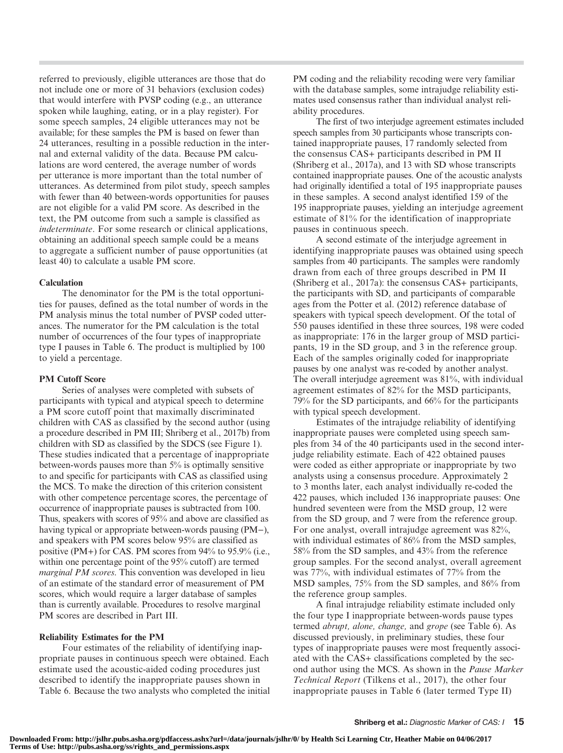referred to previously, eligible utterances are those that do not include one or more of 31 behaviors (exclusion codes) that would interfere with PVSP coding (e.g., an utterance spoken while laughing, eating, or in a play register). For some speech samples, 24 eligible utterances may not be available; for these samples the PM is based on fewer than 24 utterances, resulting in a possible reduction in the internal and external validity of the data. Because PM calculations are word centered, the average number of words per utterance is more important than the total number of utterances. As determined from pilot study, speech samples with fewer than 40 between-words opportunities for pauses are not eligible for a valid PM score. As described in the text, the PM outcome from such a sample is classified as *indeterminate*. For some research or clinical applications, obtaining an additional speech sample could be a means to aggregate a sufficient number of pause opportunities (at least 40) to calculate a usable PM score.

### Calculation

The denominator for the PM is the total opportunities for pauses, defined as the total number of words in the PM analysis minus the total number of PVSP coded utterances. The numerator for the PM calculation is the total number of occurrences of the four types of inappropriate type I pauses in Table 6. The product is multiplied by 100 to yield a percentage.

### PM Cutoff Score

Series of analyses were completed with subsets of participants with typical and atypical speech to determine a PM score cutoff point that maximally discriminated children with CAS as classified by the second author (using a procedure described in PM III; Shriberg et al., 2017b) from children with SD as classified by the SDCS (see Figure 1). These studies indicated that a percentage of inappropriate between-words pauses more than 5% is optimally sensitive to and specific for participants with CAS as classified using the MCS. To make the direction of this criterion consistent with other competence percentage scores, the percentage of occurrence of inappropriate pauses is subtracted from 100. Thus, speakers with scores of 95% and above are classified as having typical or appropriate between-words pausing (PM−), and speakers with PM scores below 95% are classified as positive (PM+) for CAS. PM scores from 94% to 95.9% (i.e., within one percentage point of the 95% cutoff) are termed *marginal PM scores*. This convention was developed in lieu of an estimate of the standard error of measurement of PM scores, which would require a larger database of samples than is currently available. Procedures to resolve marginal PM scores are described in Part III.

### Reliability Estimates for the PM

Four estimates of the reliability of identifying inappropriate pauses in continuous speech were obtained. Each estimate used the acoustic-aided coding procedures just described to identify the inappropriate pauses shown in Table 6. Because the two analysts who completed the initial PM coding and the reliability recoding were very familiar with the database samples, some intrajudge reliability estimates used consensus rather than individual analyst reliability procedures.

The first of two interjudge agreement estimates included speech samples from 30 participants whose transcripts contained inappropriate pauses, 17 randomly selected from the consensus CAS+ participants described in PM II (Shriberg et al., 2017a), and 13 with SD whose transcripts contained inappropriate pauses. One of the acoustic analysts had originally identified a total of 195 inappropriate pauses in these samples. A second analyst identified 159 of the 195 inappropriate pauses, yielding an interjudge agreement estimate of 81% for the identification of inappropriate pauses in continuous speech.

A second estimate of the interjudge agreement in identifying inappropriate pauses was obtained using speech samples from 40 participants. The samples were randomly drawn from each of three groups described in PM II (Shriberg et al., 2017a): the consensus CAS+ participants, the participants with SD, and participants of comparable ages from the Potter et al. (2012) reference database of speakers with typical speech development. Of the total of 550 pauses identified in these three sources, 198 were coded as inappropriate: 176 in the larger group of MSD participants, 19 in the SD group, and 3 in the reference group. Each of the samples originally coded for inappropriate pauses by one analyst was re-coded by another analyst. The overall interjudge agreement was 81%, with individual agreement estimates of 82% for the MSD participants, 79% for the SD participants, and 66% for the participants with typical speech development.

Estimates of the intrajudge reliability of identifying inappropriate pauses were completed using speech samples from 34 of the 40 participants used in the second interjudge reliability estimate. Each of 422 obtained pauses were coded as either appropriate or inappropriate by two analysts using a consensus procedure. Approximately 2 to 3 months later, each analyst individually re-coded the 422 pauses, which included 136 inappropriate pauses: One hundred seventeen were from the MSD group, 12 were from the SD group, and 7 were from the reference group. For one analyst, overall intrajudge agreement was 82%, with individual estimates of 86% from the MSD samples, 58% from the SD samples, and 43% from the reference group samples. For the second analyst, overall agreement was 77%, with individual estimates of 77% from the MSD samples, 75% from the SD samples, and 86% from the reference group samples.

A final intrajudge reliability estimate included only the four type I inappropriate between-words pause types termed *abrupt, alone, change,* and *grope* (see Table 6). As discussed previously, in preliminary studies, these four types of inappropriate pauses were most frequently associated with the CAS+ classifications completed by the second author using the MCS. As shown in the *Pause Marker Technical Report* (Tilkens et al., 2017), the other four inappropriate pauses in Table 6 (later termed Type II)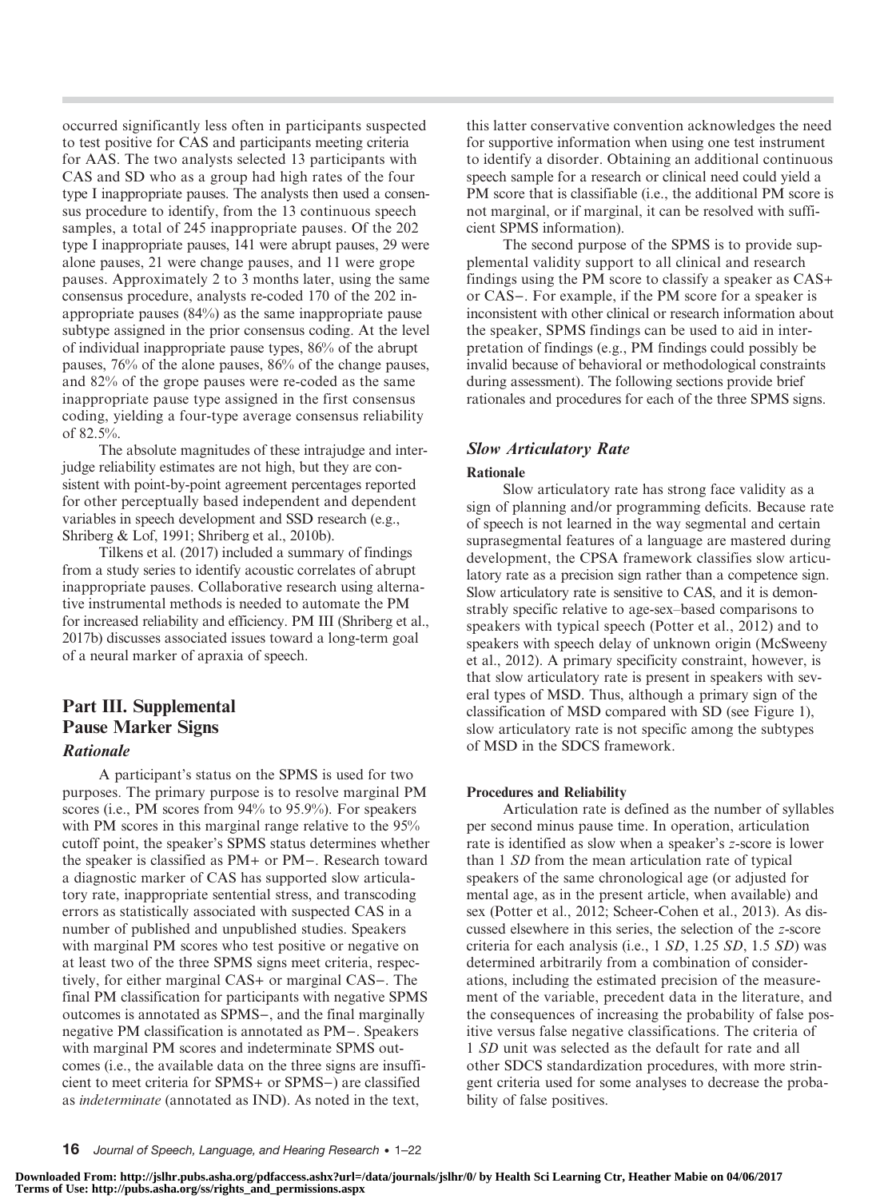occurred significantly less often in participants suspected to test positive for CAS and participants meeting criteria for AAS. The two analysts selected 13 participants with CAS and SD who as a group had high rates of the four type I inappropriate pauses. The analysts then used a consensus procedure to identify, from the 13 continuous speech samples, a total of 245 inappropriate pauses. Of the 202 type I inappropriate pauses, 141 were abrupt pauses, 29 were alone pauses, 21 were change pauses, and 11 were grope pauses. Approximately 2 to 3 months later, using the same consensus procedure, analysts re-coded 170 of the 202 inappropriate pauses (84%) as the same inappropriate pause subtype assigned in the prior consensus coding. At the level of individual inappropriate pause types, 86% of the abrupt pauses, 76% of the alone pauses, 86% of the change pauses, and 82% of the grope pauses were re-coded as the same inappropriate pause type assigned in the first consensus coding, yielding a four-type average consensus reliability of 82.5%.

The absolute magnitudes of these intrajudge and interjudge reliability estimates are not high, but they are consistent with point-by-point agreement percentages reported for other perceptually based independent and dependent variables in speech development and SSD research (e.g., Shriberg & Lof, 1991; Shriberg et al., 2010b).

Tilkens et al. (2017) included a summary of findings from a study series to identify acoustic correlates of abrupt inappropriate pauses. Collaborative research using alternative instrumental methods is needed to automate the PM for increased reliability and efficiency. PM III (Shriberg et al., 2017b) discusses associated issues toward a long-term goal of a neural marker of apraxia of speech.

## Part III. Supplemental Pause Marker Signs

### *Rationale*

A participant's status on the SPMS is used for two purposes. The primary purpose is to resolve marginal PM scores (i.e., PM scores from 94% to 95.9%). For speakers with PM scores in this marginal range relative to the 95% cutoff point, the speaker's SPMS status determines whether the speaker is classified as PM+ or PM−. Research toward a diagnostic marker of CAS has supported slow articulatory rate, inappropriate sentential stress, and transcoding errors as statistically associated with suspected CAS in a number of published and unpublished studies. Speakers with marginal PM scores who test positive or negative on at least two of the three SPMS signs meet criteria, respectively, for either marginal CAS+ or marginal CAS−. The final PM classification for participants with negative SPMS outcomes is annotated as SPMS−, and the final marginally negative PM classification is annotated as PM−. Speakers with marginal PM scores and indeterminate SPMS outcomes (i.e., the available data on the three signs are insufficient to meet criteria for SPMS+ or SPMS−) are classified as *indeterminate* (annotated as IND). As noted in the text, this latter conservative convention acknowledges the need for supportive information when using one test instrument to identify a disorder. Obtaining an additional continuous speech sample for a research or clinical need could yield a PM score that is classifiable (i.e., the additional PM score is not marginal, or if marginal, it can be resolved with sufficient SPMS information).

The second purpose of the SPMS is to provide supplemental validity support to all clinical and research findings using the PM score to classify a speaker as CAS+ or CAS−. For example, if the PM score for a speaker is inconsistent with other clinical or research information about the speaker, SPMS findings can be used to aid in interpretation of findings (e.g., PM findings could possibly be invalid because of behavioral or methodological constraints during assessment). The following sections provide brief rationales and procedures for each of the three SPMS signs.

### *Slow Articulatory Rate*

#### Rationale

Slow articulatory rate has strong face validity as a sign of planning and/or programming deficits. Because rate of speech is not learned in the way segmental and certain suprasegmental features of a language are mastered during development, the CPSA framework classifies slow articulatory rate as a precision sign rather than a competence sign. Slow articulatory rate is sensitive to CAS, and it is demonstrably specific relative to age-sex–based comparisons to speakers with typical speech (Potter et al., 2012) and to speakers with speech delay of unknown origin (McSweeny et al., 2012). A primary specificity constraint, however, is that slow articulatory rate is present in speakers with several types of MSD. Thus, although a primary sign of the classification of MSD compared with SD (see Figure 1), slow articulatory rate is not specific among the subtypes of MSD in the SDCS framework.

#### Procedures and Reliability

Articulation rate is defined as the number of syllables per second minus pause time. In operation, articulation rate is identified as slow when a speaker's *z*-score is lower than 1 *SD* from the mean articulation rate of typical speakers of the same chronological age (or adjusted for mental age, as in the present article, when available) and sex (Potter et al., 2012; Scheer-Cohen et al., 2013). As discussed elsewhere in this series, the selection of the *z*-score criteria for each analysis (i.e., 1 *SD*, 1.25 *SD*, 1.5 *SD*) was determined arbitrarily from a combination of considerations, including the estimated precision of the measurement of the variable, precedent data in the literature, and the consequences of increasing the probability of false positive versus false negative classifications. The criteria of 1 *SD* unit was selected as the default for rate and all other SDCS standardization procedures, with more stringent criteria used for some analyses to decrease the probability of false positives.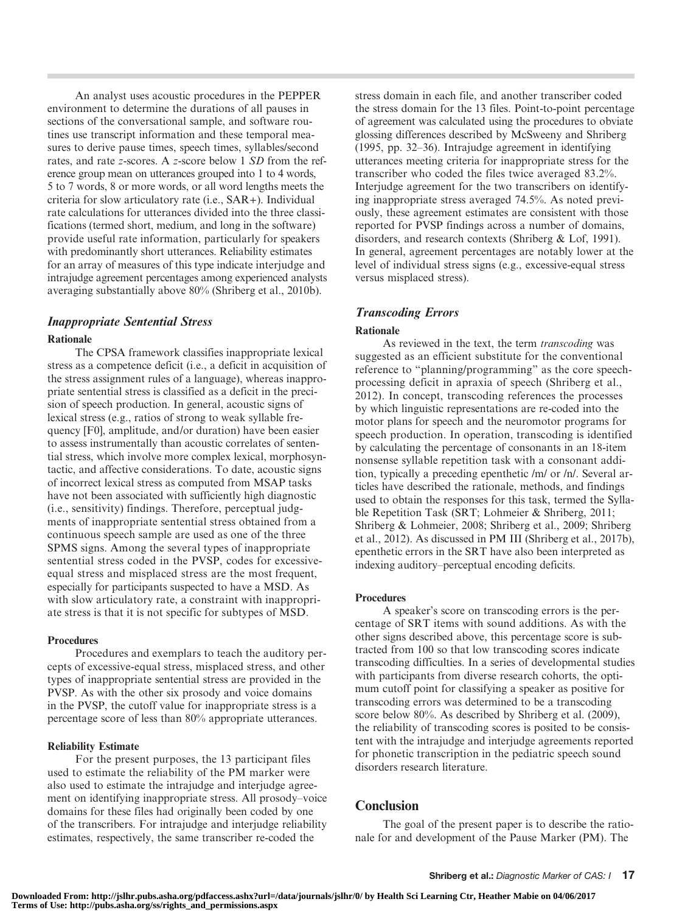An analyst uses acoustic procedures in the PEPPER environment to determine the durations of all pauses in sections of the conversational sample, and software routines use transcript information and these temporal measures to derive pause times, speech times, syllables/second rates, and rate *z*-scores. A *z*-score below 1 *SD* from the reference group mean on utterances grouped into 1 to 4 words, 5 to 7 words, 8 or more words, or all word lengths meets the criteria for slow articulatory rate (i.e., SAR+). Individual rate calculations for utterances divided into the three classifications (termed short, medium, and long in the software) provide useful rate information, particularly for speakers with predominantly short utterances. Reliability estimates for an array of measures of this type indicate interjudge and intrajudge agreement percentages among experienced analysts averaging substantially above 80% (Shriberg et al., 2010b).

### *Inappropriate Sentential Stress*

#### Rationale

The CPSA framework classifies inappropriate lexical stress as a competence deficit (i.e., a deficit in acquisition of the stress assignment rules of a language), whereas inappropriate sentential stress is classified as a deficit in the precision of speech production. In general, acoustic signs of lexical stress (e.g., ratios of strong to weak syllable frequency [F0], amplitude, and/or duration) have been easier to assess instrumentally than acoustic correlates of sentential stress, which involve more complex lexical, morphosyntactic, and affective considerations. To date, acoustic signs of incorrect lexical stress as computed from MSAP tasks have not been associated with sufficiently high diagnostic (i.e., sensitivity) findings. Therefore, perceptual judgments of inappropriate sentential stress obtained from a continuous speech sample are used as one of the three SPMS signs. Among the several types of inappropriate sentential stress coded in the PVSP, codes for excessive-equal stress and misplaced stress are the most frequent, especially for participants suspected to have a MSD. As with slow articulatory rate, a constraint with inappropriate stress is that it is not specific for subtypes of MSD.

#### Procedures

Procedures and exemplars to teach the auditory percepts of excessive-equal stress, misplaced stress, and other types of inappropriate sentential stress are provided in the PVSP. As with the other six prosody and voice domains in the PVSP, the cutoff value for inappropriate stress is a percentage score of less than 80% appropriate utterances.

#### Reliability Estimate

For the present purposes, the 13 participant files used to estimate the reliability of the PM marker were also used to estimate the intrajudge and interjudge agreement on identifying inappropriate stress. All prosody–voice domains for these files had originally been coded by one of the transcribers. For intrajudge and interjudge reliability estimates, respectively, the same transcriber re-coded the stress domain in each file, and another transcriber coded the stress domain for the 13 files. Point-to-point percentage of agreement was calculated using the procedures to obviate glossing differences described by McSweeny and Shriberg (1995, pp. 32–36). Intrajudge agreement in identifying utterances meeting criteria for inappropriate stress for the transcriber who coded the files twice averaged 83.2%. Interjudge agreement for the two transcribers on identifying inappropriate stress averaged 74.5%. As noted previously, these agreement estimates are consistent with those reported for PVSP findings across a number of domains, disorders, and research contexts (Shriberg & Lof, 1991). In general, agreement percentages are notably lower at the level of individual stress signs (e.g., excessive-equal stress versus misplaced stress).

### *Transcoding Errors*

#### Rationale

As reviewed in the text, the term *transcoding* was suggested as an efficient substitute for the conventional reference to "planning/programming" as the core speech-processing deficit in apraxia of speech (Shriberg et al., 2012). In concept, transcoding references the processes by which linguistic representations are re-coded into the motor plans for speech and the neuromotor programs for speech production. In operation, transcoding is identified by calculating the percentage of consonants in an 18-item nonsense syllable repetition task with a consonant addition, typically a preceding epenthetic /m/ or /n/. Several articles have described the rationale, methods, and findings used to obtain the responses for this task, termed the Syllable Repetition Task (SRT; Lohmeier & Shriberg, 2011; Shriberg & Lohmeier, 2008; Shriberg et al., 2009; Shriberg et al., 2012). As discussed in PM III (Shriberg et al., 2017b), epenthetic errors in the SRT have also been interpreted as indexing auditory–perceptual encoding deficits.

#### Procedures

A speaker's score on transcoding errors is the percentage of SRT items with sound additions. As with the other signs described above, this percentage score is subtracted from 100 so that low transcoding scores indicate transcoding difficulties. In a series of developmental studies with participants from diverse research cohorts, the optimum cutoff point for classifying a speaker as positive for transcoding errors was determined to be a transcoding score below 80%. As described by Shriberg et al. (2009), the reliability of transcoding scores is posited to be consistent with the intrajudge and interjudge agreements reported for phonetic transcription in the pediatric speech sound disorders research literature.

## Conclusion

The goal of the present paper is to describe the rationale for and development of the Pause Marker (PM). The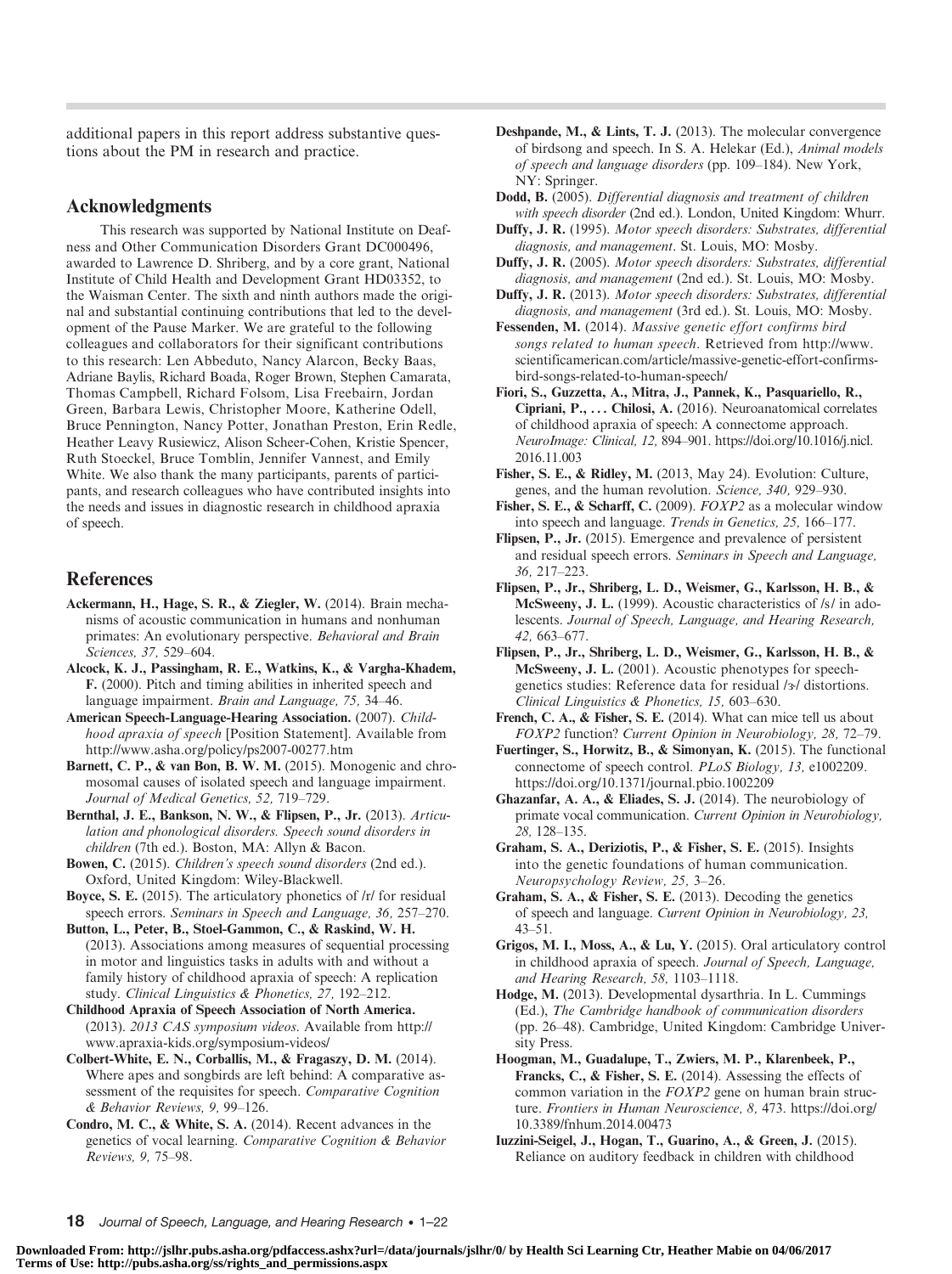additional papers in this report address substantive questions about the PM in research and practice.

## Acknowledgments

This research was supported by National Institute on Deafness and Other Communication Disorders Grant DC000496, awarded to Lawrence D. Shriberg, and by a core grant, National Institute of Child Health and Development Grant HD03352, to the Waisman Center. The sixth and ninth authors made the original and substantial continuing contributions that led to the development of the Pause Marker. We are grateful to the following colleagues and collaborators for their significant contributions to this research: Len Abbeduto, Nancy Alarcon, Becky Baas, Adriane Baylis, Richard Boada, Roger Brown, Stephen Camarata, Thomas Campbell, Richard Folsom, Lisa Freebairn, Jordan Green, Barbara Lewis, Christopher Moore, Katherine Odell, Bruce Pennington, Nancy Potter, Jonathan Preston, Erin Redle, Heather Leavy Rusiewicz, Alison Scheer-Cohen, Kristie Spencer, Ruth Stoeckel, Bruce Tomblin, Jennifer Vannest, and Emily White. We also thank the many participants, parents of participants, and research colleagues who have contributed insights into the needs and issues in diagnostic research in childhood apraxia of speech.

## References

**Ackermann, H., Hage, S. R., & Ziegler, W.** (2014). Brain mechanisms of acoustic communication in humans and nonhuman primates: An evolutionary perspective. *Behavioral and Brain Sciences, 37,* 529–604.

**Alcock, K. J., Passingham, R. E., Watkins, K., & Vargha-Khadem, F.** (2000). Pitch and timing abilities in inherited speech and language impairment. *Brain and Language, 75,* 34–46.

**American Speech-Language-Hearing Association.** (2007). *Childhood apraxia of speech* [Position Statement]. Available from http://www.asha.org/policy/ps2007-00277.htm

**Barnett, C. P., & van Bon, B. W. M.** (2015). Monogenic and chromosomal causes of isolated speech and language impairment. *Journal of Medical Genetics, 52,* 719–729.

**Bernthal, J. E., Bankson, N. W., & Flipsen, P., Jr.** (2013). *Articulation and phonological disorders. Speech sound disorders in children* (7th ed.). Boston, MA: Allyn & Bacon.

**Bowen, C.** (2015). *Children's speech sound disorders* (2nd ed.). Oxford, United Kingdom: Wiley-Blackwell.

**Boyce, S. E.** (2015). The articulatory phonetics of /r/ for residual speech errors. *Seminars in Speech and Language, 36,* 257–270.

**Button, L., Peter, B., Stoel-Gammon, C., & Raskind, W. H.** (2013). Associations among measures of sequential processing in motor and linguistics tasks in adults with and without a family history of childhood apraxia of speech: A replication study. *Clinical Linguistics & Phonetics, 27,* 192–212.

**Childhood Apraxia of Speech Association of North America.** (2013). *2013 CAS symposium videos*. Available from http://www.apraxia-kids.org/symposium-videos/

**Colbert-White, E. N., Corballis, M., & Fragaszy, D. M.** (2014). Where apes and songbirds are left behind: A comparative assessment of the requisites for speech. *Comparative Cognition & Behavior Reviews, 9,* 99–126.

**Condro, M. C., & White, S. A.** (2014). Recent advances in the genetics of vocal learning. *Comparative Cognition & Behavior Reviews, 9,* 75–98.

**Deshpande, M., & Lints, T. J.** (2013). The molecular convergence of birdsong and speech. In S. A. Helekar (Ed.), *Animal models of speech and language disorders* (pp. 109–184). New York, NY: Springer.

**Dodd, B.** (2005). *Differential diagnosis and treatment of children with speech disorder* (2nd ed.). London, United Kingdom: Whurr.

**Duffy, J. R.** (1995). *Motor speech disorders: Substrates, differential diagnosis, and management*. St. Louis, MO: Mosby.

**Duffy, J. R.** (2005). *Motor speech disorders: Substrates, differential diagnosis, and management* (2nd ed.). St. Louis, MO: Mosby.

**Duffy, J. R.** (2013). *Motor speech disorders: Substrates, differential diagnosis, and management* (3rd ed.). St. Louis, MO: Mosby.

**Fessenden, M.** (2014). *Massive genetic effort confirms bird songs related to human speech*. Retrieved from http://www.scientificamerican.com/article/massive-genetic-effort-confirms-bird-songs-related-to-human-speech/

**Fiori, S., Guzzetta, A., Mitra, J., Pannek, K., Pasquariello, R., Cipriani, P., … Chilosi, A.** (2016). Neuroanatomical correlates of childhood apraxia of speech: A connectome approach. *NeuroImage: Clinical, 12,* 894–901. https://doi.org/10.1016/j.nicl.2016.11.003

**Fisher, S. E., & Ridley, M.** (2013, May 24). Evolution: Culture, genes, and the human revolution. *Science, 340,* 929–930.

**Fisher, S. E., & Scharff, C.** (2009). *FOXP2* as a molecular window into speech and language. *Trends in Genetics, 25,* 166–177.

**Flipsen, P., Jr.** (2015). Emergence and prevalence of persistent and residual speech errors. *Seminars in Speech and Language, 36,* 217–223.

**Flipsen, P., Jr., Shriberg, L. D., Weismer, G., Karlsson, H. B., & McSweeny, J. L.** (1999). Acoustic characteristics of /s/ in adolescents. *Journal of Speech, Language, and Hearing Research, 42,* 663–677.

**Flipsen, P., Jr., Shriberg, L. D., Weismer, G., Karlsson, H. B., & McSweeny, J. L.** (2001). Acoustic phenotypes for speech-genetics studies: Reference data for residual /ɝ/ distortions. *Clinical Linguistics & Phonetics, 15,* 603–630.

**French, C. A., & Fisher, S. E.** (2014). What can mice tell us about *FOXP2* function? *Current Opinion in Neurobiology, 28,* 72–79.

**Fuertinger, S., Horwitz, B., & Simonyan, K.** (2015). The functional connectome of speech control. *PLoS Biology, 13,* e1002209. https://doi.org/10.1371/journal.pbio.1002209

**Ghazanfar, A. A., & Eliades, S. J.** (2014). The neurobiology of primate vocal communication. *Current Opinion in Neurobiology, 28,* 128–135.

**Graham, S. A., Deriziotis, P., & Fisher, S. E.** (2015). Insights into the genetic foundations of human communication. *Neuropsychology Review, 25,* 3–26.

**Graham, S. A., & Fisher, S. E.** (2013). Decoding the genetics of speech and language. *Current Opinion in Neurobiology, 23,* 43–51.

**Grigos, M. I., Moss, A., & Lu, Y.** (2015). Oral articulatory control in childhood apraxia of speech. *Journal of Speech, Language, and Hearing Research, 58,* 1103–1118.

**Hodge, M.** (2013). Developmental dysarthria. In L. Cummings (Ed.), *The Cambridge handbook of communication disorders* (pp. 26–48). Cambridge, United Kingdom: Cambridge University Press.

**Hoogman, M., Guadalupe, T., Zwiers, M. P., Klarenbeek, P., Francks, C., & Fisher, S. E.** (2014). Assessing the effects of common variation in the *FOXP2* gene on human brain structure. *Frontiers in Human Neuroscience, 8,* 473. https://doi.org/10.3389/fnhum.2014.00473

**Iuzzini-Seigel, J., Hogan, T., Guarino, A., & Green, J.** (2015). Reliance on auditory feedback in children with childhood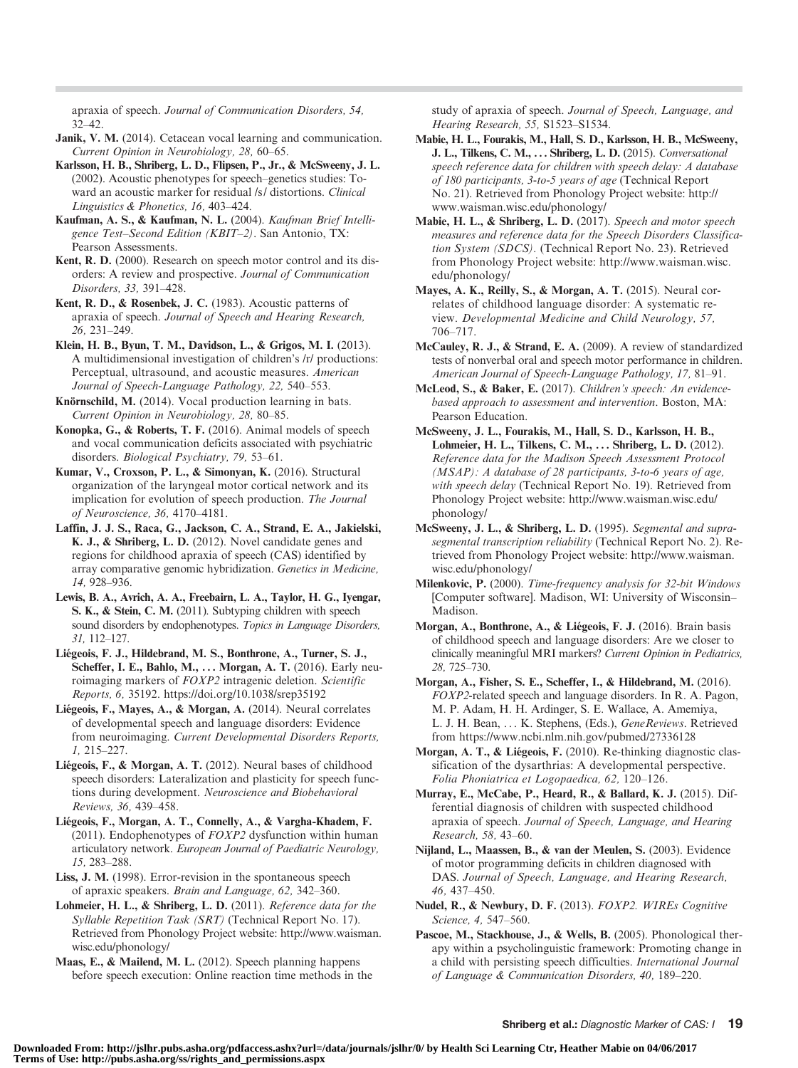apraxia of speech. *Journal of Communication Disorders, 54,* 32–42.

**Janik, V. M.** (2014). Cetacean vocal learning and communication. *Current Opinion in Neurobiology, 28,* 60–65.

**Karlsson, H. B., Shriberg, L. D., Flipsen, P., Jr., & McSweeny, J. L.** (2002). Acoustic phenotypes for speech–genetics studies: Toward an acoustic marker for residual /s/ distortions. *Clinical Linguistics & Phonetics, 16,* 403–424.

**Kaufman, A. S., & Kaufman, N. L.** (2004). *Kaufman Brief Intelligence Test–Second Edition (KBIT–2)*. San Antonio, TX: Pearson Assessments.

**Kent, R. D.** (2000). Research on speech motor control and its disorders: A review and prospective. *Journal of Communication Disorders, 33,* 391–428.

**Kent, R. D., & Rosenbek, J. C.** (1983). Acoustic patterns of apraxia of speech. *Journal of Speech and Hearing Research, 26,* 231–249.

**Klein, H. B., Byun, T. M., Davidson, L., & Grigos, M. I.** (2013). A multidimensional investigation of children's /r/ productions: Perceptual, ultrasound, and acoustic measures. *American Journal of Speech-Language Pathology, 22,* 540–553.

**Knörnschild, M.** (2014). Vocal production learning in bats. *Current Opinion in Neurobiology, 28,* 80–85.

**Konopka, G., & Roberts, T. F.** (2016). Animal models of speech and vocal communication deficits associated with psychiatric disorders. *Biological Psychiatry, 79,* 53–61.

**Kumar, V., Croxson, P. L., & Simonyan, K.** (2016). Structural organization of the laryngeal motor cortical network and its implication for evolution of speech production. *The Journal of Neuroscience, 36,* 4170–4181.

**Laffin, J. J. S., Raca, G., Jackson, C. A., Strand, E. A., Jakielski, K. J., & Shriberg, L. D.** (2012). Novel candidate genes and regions for childhood apraxia of speech (CAS) identified by array comparative genomic hybridization. *Genetics in Medicine, 14,* 928–936.

**Lewis, B. A., Avrich, A. A., Freebairn, L. A., Taylor, H. G., Iyengar, S. K., & Stein, C. M.** (2011). Subtyping children with speech sound disorders by endophenotypes. *Topics in Language Disorders, 31,* 112–127.

**Liégeois, F. J., Hildebrand, M. S., Bonthrone, A., Turner, S. J., Scheffer, I. E., Bahlo, M., … Morgan, A. T.** (2016). Early neuroimaging markers of *FOXP2* intragenic deletion. *Scientific Reports, 6,* 35192. https://doi.org/10.1038/srep35192

**Liégeois, F., Mayes, A., & Morgan, A.** (2014). Neural correlates of developmental speech and language disorders: Evidence from neuroimaging. *Current Developmental Disorders Reports, 1,* 215–227.

**Liégeois, F., & Morgan, A. T.** (2012). Neural bases of childhood speech disorders: Lateralization and plasticity for speech functions during development. *Neuroscience and Biobehavioral Reviews, 36,* 439–458.

**Liégeois, F., Morgan, A. T., Connelly, A., & Vargha-Khadem, F.** (2011). Endophenotypes of *FOXP2* dysfunction within human articulatory network. *European Journal of Paediatric Neurology, 15,* 283–288.

**Liss, J. M.** (1998). Error-revision in the spontaneous speech of apraxic speakers. *Brain and Language, 62,* 342–360.

**Lohmeier, H. L., & Shriberg, L. D.** (2011). *Reference data for the Syllable Repetition Task (SRT)* (Technical Report No. 17). Retrieved from Phonology Project website: http://www.waisman.wisc.edu/phonology/

**Maas, E., & Mailend, M. L.** (2012). Speech planning happens before speech execution: Online reaction time methods in the study of apraxia of speech. *Journal of Speech, Language, and Hearing Research, 55,* S1523–S1534.

**Mabie, H. L., Fourakis, M., Hall, S. D., Karlsson, H. B., McSweeny, J. L., Tilkens, C. M., … Shriberg, L. D.** (2015). *Conversational speech reference data for children with speech delay: A database of 180 participants, 3-to-5 years of age* (Technical Report No. 21). Retrieved from Phonology Project website: http://www.waisman.wisc.edu/phonology/

**Mabie, H. L., & Shriberg, L. D.** (2017). *Speech and motor speech measures and reference data for the Speech Disorders Classification System (SDCS).* (Technical Report No. 23). Retrieved from Phonology Project website: http://www.waisman.wisc.edu/phonology/

**Mayes, A. K., Reilly, S., & Morgan, A. T.** (2015). Neural correlates of childhood language disorder: A systematic review. *Developmental Medicine and Child Neurology, 57,* 706–717.

**McCauley, R. J., & Strand, E. A.** (2009). A review of standardized tests of nonverbal oral and speech motor performance in children. *American Journal of Speech-Language Pathology, 17,* 81–91.

**McLeod, S., & Baker, E.** (2017). *Children's speech: An evidence-based approach to assessment and intervention*. Boston, MA: Pearson Education.

**McSweeny, J. L., Fourakis, M., Hall, S. D., Karlsson, H. B., Lohmeier, H. L., Tilkens, C. M., … Shriberg, L. D.** (2012). *Reference data for the Madison Speech Assessment Protocol (MSAP): A database of 28 participants, 3-to-6 years of age, with speech delay* (Technical Report No. 19). Retrieved from Phonology Project website: http://www.waisman.wisc.edu/phonology/

**McSweeny, J. L., & Shriberg, L. D.** (1995). *Segmental and suprasegmental transcription reliability* (Technical Report No. 2). Retrieved from Phonology Project website: http://www.waisman.wisc.edu/phonology/

**Milenkovic, P.** (2000). *Time-frequency analysis for 32-bit Windows* [Computer software]. Madison, WI: University of Wisconsin–Madison.

**Morgan, A., Bonthrone, A., & Liégeois, F. J.** (2016). Brain basis of childhood speech and language disorders: Are we closer to clinically meaningful MRI markers? *Current Opinion in Pediatrics, 28,* 725–730.

**Morgan, A., Fisher, S. E., Scheffer, I., & Hildebrand, M.** (2016). *FOXP2*-related speech and language disorders. In R. A. Pagon, M. P. Adam, H. H. Ardinger, S. E. Wallace, A. Amemiya, L. J. H. Bean, … K. Stephens, (Eds.), *GeneReviews*. Retrieved from https://www.ncbi.nlm.nih.gov/pubmed/27336128

**Morgan, A. T., & Liégeois, F.** (2010). Re-thinking diagnostic classification of the dysarthrias: A developmental perspective. *Folia Phoniatrica et Logopaedica, 62,* 120–126.

**Murray, E., McCabe, P., Heard, R., & Ballard, K. J.** (2015). Differential diagnosis of children with suspected childhood apraxia of speech. *Journal of Speech, Language, and Hearing Research, 58,* 43–60.

**Nijland, L., Maassen, B., & van der Meulen, S.** (2003). Evidence of motor programming deficits in children diagnosed with DAS. *Journal of Speech, Language, and Hearing Research, 46,* 437–450.

**Nudel, R., & Newbury, D. F.** (2013). *FOXP2*. *WIREs Cognitive Science, 4,* 547–560.

**Pascoe, M., Stackhouse, J., & Wells, B.** (2005). Phonological therapy within a psycholinguistic framework: Promoting change in a child with persisting speech difficulties. *International Journal of Language & Communication Disorders, 40,* 189–220.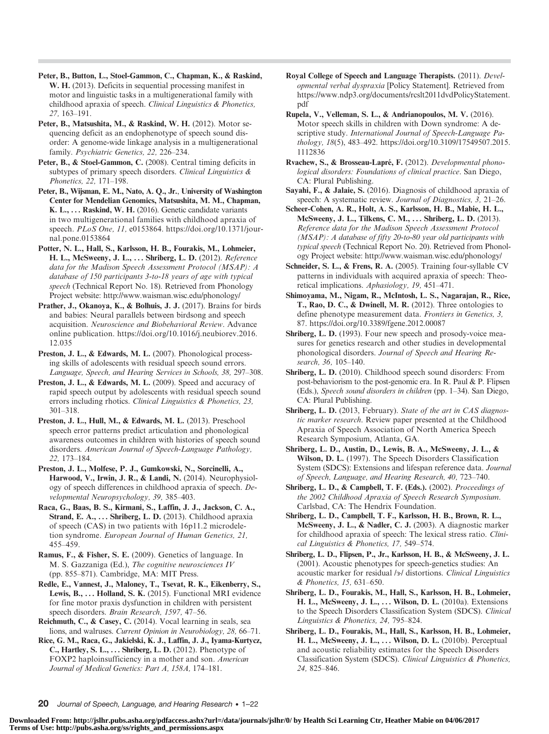**Peter, B., Button, L., Stoel-Gammon, C., Chapman, K., & Raskind, W. H.** (2013). Deficits in sequential processing manifest in motor and linguistic tasks in a multigenerational family with childhood apraxia of speech. *Clinical Linguistics & Phonetics, 27,* 163–191.

**Peter, B., Matsushita, M., & Raskind, W. H.** (2012). Motor sequencing deficit as an endophenotype of speech sound disorder: A genome-wide linkage analysis in a multigenerational family. *Psychiatric Genetics, 22,* 226–234.

**Peter, B., & Stoel-Gammon, C.** (2008). Central timing deficits in subtypes of primary speech disorders. *Clinical Linguistics & Phonetics, 22,* 171–198.

**Peter, B., Wijsman, E. M., Nato, A. Q., Jr., University of Washington Center for Mendelian Genomics, Matsushita, M. M., Chapman, K. L., . . . Raskind, W. H.** (2016). Genetic candidate variants in two multigenerational families with childhood apraxia of speech. *PLoS One, 11,* e0153864. https://doi.org/10.1371/journal.pone.0153864

**Potter, N. L., Hall, S., Karlsson, H. B., Fourakis, M., Lohmeier, H. L., McSweeny, J. L., . . . Shriberg, L. D.** (2012). *Reference data for the Madison Speech Assessment Protocol (MSAP): A database of 150 participants 3-to-18 years of age with typical speech* (Technical Report No. 18). Retrieved from Phonology Project website: http://www.waisman.wisc.edu/phonology/

**Prather, J., Okanoya, K., & Bolhuis, J. J.** (2017). Brains for birds and babies: Neural parallels between birdsong and speech acquisition. *Neuroscience and Biobehavioral Review*. Advance online publication. https://doi.org/10.1016/j.neubiorev.2016.12.035

**Preston, J. L., & Edwards, M. L.** (2007). Phonological processing skills of adolescents with residual speech sound errors. *Language, Speech, and Hearing Services in Schools, 38,* 297–308.

**Preston, J. L., & Edwards, M. L.** (2009). Speed and accuracy of rapid speech output by adolescents with residual speech sound errors including rhotics. *Clinical Linguistics & Phonetics, 23,* 301–318.

**Preston, J. L., Hull, M., & Edwards, M. L.** (2013). Preschool speech error patterns predict articulation and phonological awareness outcomes in children with histories of speech sound disorders. *American Journal of Speech-Language Pathology, 22,* 173–184.

**Preston, J. L., Molfese, P. J., Gumkowski, N., Sorcinelli, A., Harwood, V., Irwin, J. R., & Landi, N.** (2014). Neurophysiology of speech differences in childhood apraxia of speech. *Developmental Neuropsychology, 39,* 385–403.

**Raca, G., Baas, B. S., Kirmani, S., Laffin, J. J., Jackson, C. A., Strand, E. A., . . . Shriberg, L. D.** (2013). Childhood apraxia of speech (CAS) in two patients with 16p11.2 microdeletion syndrome. *European Journal of Human Genetics, 21,* 455–459.

**Ramus, F., & Fisher, S. E.** (2009). Genetics of language. In M. S. Gazzaniga (Ed.), *The cognitive neurosciences IV* (pp. 855–871). Cambridge, MA: MIT Press.

**Redle, E., Vannest, J., Maloney, T., Tsevat, R. K., Eikenberry, S., Lewis, B., . . . Holland, S. K.** (2015). Functional MRI evidence for fine motor praxis dysfunction in children with persistent speech disorders. *Brain Research, 1597,* 47–56.

**Reichmuth, C., & Casey, C.** (2014). Vocal learning in seals, sea lions, and walruses. *Current Opinion in Neurobiology, 28,* 66–71.

**Rice, G. M., Raca, G., Jakielski, K. J., Laffin, J. J., Iyama-Kurtycz, C., Hartley, S. L., . . . Shriberg, L. D.** (2012). Phenotype of FOXP2 haploinsufficiency in a mother and son. *American Journal of Medical Genetics: Part A, 158A,* 174–181.

**Royal College of Speech and Language Therapists.** (2011). *Developmental verbal dyspraxia* [Policy Statement]. Retrieved from https://www.ndp3.org/documents/rcslt2011dvdPolicyStatement.pdf

**Rupela, V., Velleman, S. L., & Andrianopoulos, M. V.** (2016). Motor speech skills in children with Down syndrome: A descriptive study. *International Journal of Speech-Language Pathology, 18*(5), 483–492. https://doi.org/10.3109/17549507.2015.1112836

**Rvachew, S., & Brosseau-Lapré, F.** (2012). *Developmental phonological disorders: Foundations of clinical practice*. San Diego, CA: Plural Publishing.

**Sayahi, F., & Jalaie, S.** (2016). Diagnosis of childhood apraxia of speech: A systematic review. *Journal of Diagnostics, 3,* 21–26.

**Scheer-Cohen, A. R., Holt, A. S., Karlsson, H. B., Mabie, H. L., McSweeny, J. L., Tilkens, C. M., . . . Shriberg, L. D.** (2013). *Reference data for the Madison Speech Assessment Protocol (MSAP): A database of fifty 20-to-80 year old participants with typical speech* (Technical Report No. 20). Retrieved from Phonology Project website: http://www.waisman.wisc.edu/phonology/

**Schneider, S. L., & Frens, R. A.** (2005). Training four-syllable CV patterns in individuals with acquired apraxia of speech: Theoretical implications. *Aphasiology, 19,* 451–471.

**Shimoyama, M., Nigam, R., McIntosh, L. S., Nagarajan, R., Rice, T., Rao, D. C., & Dwinell, M. R.** (2012). Three ontologies to define phenotype measurement data. *Frontiers in Genetics, 3,* 87. https://doi.org/10.3389/fgene.2012.00087

**Shriberg, L. D.** (1993). Four new speech and prosody-voice measures for genetics research and other studies in developmental phonological disorders. *Journal of Speech and Hearing Research, 36,* 105–140.

**Shriberg, L. D.** (2010). Childhood speech sound disorders: From post-behaviorism to the post-genomic era. In R. Paul & P. Flipsen (Eds.), *Speech sound disorders in children* (pp. 1–34). San Diego, CA: Plural Publishing.

**Shriberg, L. D.** (2013, February). *State of the art in CAS diagnostic marker research*. Review paper presented at the Childhood Apraxia of Speech Association of North America Speech Research Symposium, Atlanta, GA.

**Shriberg, L. D., Austin, D., Lewis, B. A., McSweeny, J. L., & Wilson, D. L.** (1997). The Speech Disorders Classification System (SDCS): Extensions and lifespan reference data. *Journal of Speech, Language, and Hearing Research, 40,* 723–740.

**Shriberg, L. D., & Campbell, T. F. (Eds.).** (2002). *Proceedings of the 2002 Childhood Apraxia of Speech Research Symposium*. Carlsbad, CA: The Hendrix Foundation.

**Shriberg, L. D., Campbell, T. F., Karlsson, H. B., Brown, R. L., McSweeny, J. L., & Nadler, C. J.** (2003). A diagnostic marker for childhood apraxia of speech: The lexical stress ratio. *Clinical Linguistics & Phonetics, 17,* 549–574.

**Shriberg, L. D., Flipsen, P., Jr., Karlsson, H. B., & McSweeny, J. L.** (2001). Acoustic phenotypes for speech-genetics studies: An acoustic marker for residual /ɝ/ distortions. *Clinical Linguistics & Phonetics, 15,* 631–650.

**Shriberg, L. D., Fourakis, M., Hall, S., Karlsson, H. B., Lohmeier, H. L., McSweeny, J. L., . . . Wilson, D. L.** (2010a). Extensions to the Speech Disorders Classification System (SDCS). *Clinical Linguistics & Phonetics, 24,* 795–824.

**Shriberg, L. D., Fourakis, M., Hall, S., Karlsson, H. B., Lohmeier, H. L., McSweeny, J. L., . . . Wilson, D. L.** (2010b). Perceptual and acoustic reliability estimates for the Speech Disorders Classification System (SDCS). *Clinical Linguistics & Phonetics, 24,* 825–846.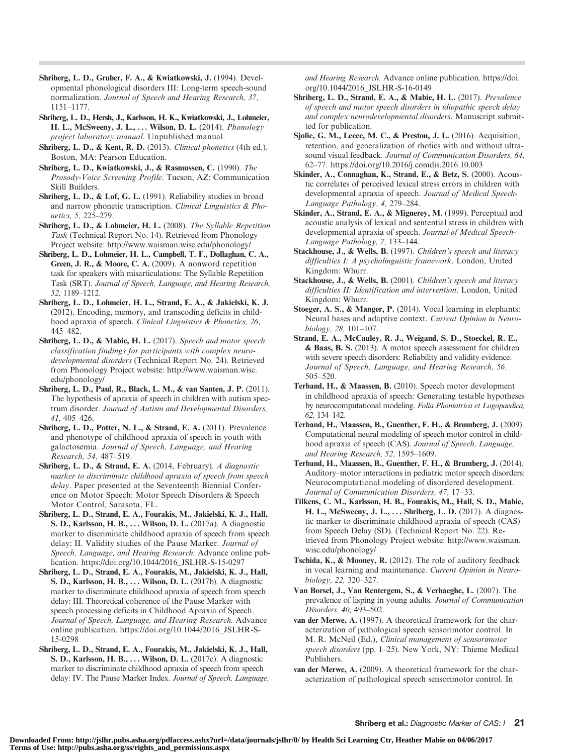**Shriberg, L. D., Gruber, F. A., & Kwiatkowski, J.** (1994). Developmental phonological disorders III: Long-term speech-sound normalization. *Journal of Speech and Hearing Research, 37,* 1151–1177.

**Shriberg, L. D., Hersh, J., Karlsson, H. K., Kwiatkowski, J., Lohmeier, H. L., McSweeny, J. L., . . . Wilson, D. L.** (2014). *Phonology project laboratory manual*. Unpublished manual.

**Shriberg, L. D., & Kent, R. D.** (2013). *Clinical phonetics* (4th ed.). Boston, MA: Pearson Education.

**Shriberg, L. D., Kwiatkowski, J., & Rasmussen, C.** (1990). *The Prosody-Voice Screening Profile*. Tucson, AZ: Communication Skill Builders.

**Shriberg, L. D., & Lof, G. L.** (1991). Reliability studies in broad and narrow phonetic transcription. *Clinical Linguistics & Phonetics, 5,* 225–279.

**Shriberg, L. D., & Lohmeier, H. L.** (2008). *The Syllable Repetition Task* (Technical Report No. 14). Retrieved from Phonology Project website: http://www.waisman.wisc.edu/phonology/

**Shriberg, L. D., Lohmeier, H. L., Campbell, T. F., Dollaghan, C. A., Green, J. R., & Moore, C. A.** (2009). A nonword repetition task for speakers with misarticulations: The Syllable Repetition Task (SRT). *Journal of Speech, Language, and Hearing Research, 52,* 1189–1212.

**Shriberg, L. D., Lohmeier, H. L., Strand, E. A., & Jakielski, K. J.** (2012). Encoding, memory, and transcoding deficits in childhood apraxia of speech. *Clinical Linguistics & Phonetics, 26,* 445–482.

**Shriberg, L. D., & Mabie, H. L.** (2017). *Speech and motor speech classification findings for participants with complex neurodevelopmental disorders* (Technical Report No. 24). Retrieved from Phonology Project website: http://www.waisman.wisc.edu/phonology/

**Shriberg, L. D., Paul, R., Black, L. M., & van Santen, J. P.** (2011). The hypothesis of apraxia of speech in children with autism spectrum disorder. *Journal of Autism and Developmental Disorders, 41,* 405–426.

**Shriberg, L. D., Potter, N. L., & Strand, E. A.** (2011). Prevalence and phenotype of childhood apraxia of speech in youth with galactosemia. *Journal of Speech, Language, and Hearing Research, 54,* 487–519.

**Shriberg, L. D., & Strand, E. A.** (2014, February). *A diagnostic marker to discriminate childhood apraxia of speech from speech delay*. Paper presented at the Seventeenth Biennial Conference on Motor Speech: Motor Speech Disorders & Speech Motor Control, Sarasota, FL.

**Shriberg, L. D., Strand, E. A., Fourakis, M., Jakielski, K. J., Hall, S. D., Karlsson, H. B., . . . Wilson, D. L.** (2017a). A diagnostic marker to discriminate childhood apraxia of speech from speech delay: II. Validity studies of the Pause Marker. *Journal of Speech, Language, and Hearing Research.* Advance online publication. https://doi.org/10.1044/2016_JSLHR-S-15-0297

**Shriberg, L. D., Strand, E. A., Fourakis, M., Jakielski, K. J., Hall, S. D., Karlsson, H. B., . . . Wilson, D. L.** (2017b). A diagnostic marker to discriminate childhood apraxia of speech from speech delay: III. Theoretical coherence of the Pause Marker with speech processing deficits in Childhood Apraxia of Speech. *Journal of Speech, Language, and Hearing Research.* Advance online publication. https://doi.org/10.1044/2016_JSLHR-S-15-0298

**Shriberg, L. D., Strand, E. A., Fourakis, M., Jakielski, K. J., Hall, S. D., Karlsson, H. B., . . . Wilson, D. L.** (2017c). A diagnostic marker to discriminate childhood apraxia of speech from speech delay: IV. The Pause Marker Index. *Journal of Speech, Language, and Hearing Research.* Advance online publication. https://doi.org/10.1044/2016_JSLHR-S-16-0149

**Shriberg, L. D., Strand, E. A., & Mabie, H. L.** (2017). *Prevalence of speech and motor speech disorders in idiopathic speech delay and complex neurodevelopmental disorders*. Manuscript submitted for publication.

**Sjolie, G. M., Leece, M. C., & Preston, J. L.** (2016). Acquisition, retention, and generalization of rhotics with and without ultrasound visual feedback. *Journal of Communication Disorders, 64,* 62–77. https://doi.org/10.1016/j.comdis.2016.10.003

**Skinder, A., Connaghan, K., Strand, E., & Betz, S.** (2000). Acoustic correlates of perceived lexical stress errors in children with developmental apraxia of speech. *Journal of Medical Speech-Language Pathology, 4,* 279–284.

**Skinder, A., Strand, E. A., & Mignerey, M.** (1999). Perceptual and acoustic analysis of lexical and sentential stress in children with developmental apraxia of speech. *Journal of Medical Speech-Language Pathology, 7,* 133–144.

**Stackhouse, J., & Wells, B.** (1997). *Children's speech and literacy difficulties I: A psycholinguistic framework*. London, United Kingdom: Whurr.

**Stackhouse, J., & Wells, B.** (2001). *Children's speech and literacy difficulties II: Identification and intervention*. London, United Kingdom: Whurr.

**Stoeger, A. S., & Manger, P.** (2014). Vocal learning in elephants: Neural bases and adaptive context. *Current Opinion in Neurobiology, 28,* 101–107.

**Strand, E. A., McCauley, R. J., Weigand, S. D., Stoeckel, R. E., & Baas, B. S.** (2013). A motor speech assessment for children with severe speech disorders: Reliability and validity evidence. *Journal of Speech, Language, and Hearing Research, 56,* 505–520.

**Terband, H., & Maassen, B.** (2010). Speech motor development in childhood apraxia of speech: Generating testable hypotheses by neurocomputational modeling. *Folia Phoniatrica et Logopaedica, 62,* 134–142.

**Terband, H., Maassen, B., Guenther, F. H., & Brumberg, J.** (2009). Computational neural modeling of speech motor control in childhood apraxia of speech (CAS). *Journal of Speech, Language, and Hearing Research, 52,* 1595–1609.

**Terband, H., Maassen, B., Guenther, F. H., & Brumberg, J.** (2014). Auditory–motor interactions in pediatric motor speech disorders: Neurocomputational modeling of disordered development. *Journal of Communication Disorders, 47,* 17–33.

**Tilkens, C. M., Karlsson, H. B., Fourakis, M., Hall, S. D., Mabie, H. L., McSweeny, J. L., . . . Shriberg, L. D.** (2017). A diagnostic marker to discriminate childhood apraxia of speech (CAS) from Speech Delay (SD). (Technical Report No. 22). Retrieved from Phonology Project website: http://www.waisman.wisc.edu/phonology/

**Tschida, K., & Mooney, R.** (2012). The role of auditory feedback in vocal learning and maintenance. *Current Opinion in Neurobiology, 22,* 320–327.

**Van Borsel, J., Van Rentergem, S., & Verhaeghe, L.** (2007). The prevalence of lisping in young adults. *Journal of Communication Disorders, 40,* 493–502.

**van der Merwe, A.** (1997). A theoretical framework for the characterization of pathological speech sensorimotor control. In M. R. McNeil (Ed.), *Clinical management of sensorimotor speech disorders* (pp. 1–25). New York, NY: Thieme Medical Publishers.

**van der Merwe, A.** (2009). A theoretical framework for the characterization of pathological speech sensorimotor control. In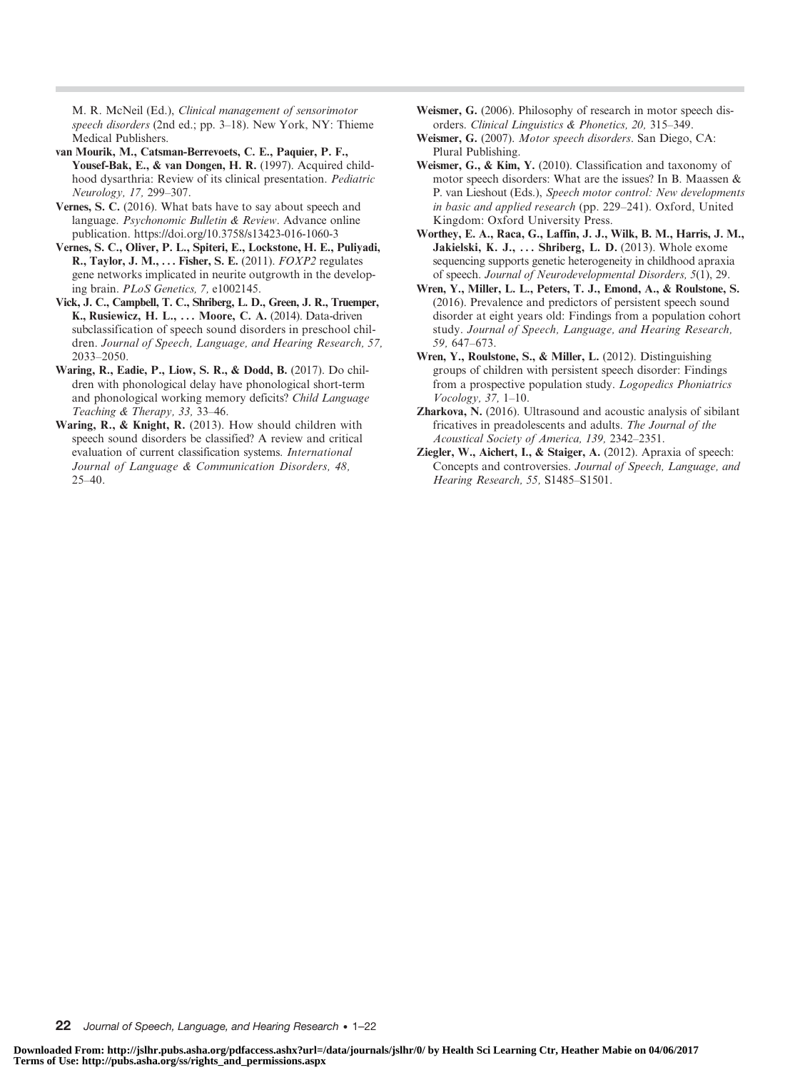M. R. McNeil (Ed.), *Clinical management of sensorimotor speech disorders* (2nd ed.; pp. 3–18). New York, NY: Thieme Medical Publishers.

**van Mourik, M., Catsman-Berrevoets, C. E., Paquier, P. F., Yousef-Bak, E., & van Dongen, H. R.** (1997). Acquired childhood dysarthria: Review of its clinical presentation. *Pediatric Neurology, 17,* 299–307.

**Vernes, S. C.** (2016). What bats have to say about speech and language. *Psychonomic Bulletin & Review*. Advance online publication. https://doi.org/10.3758/s13423-016-1060-3

**Vernes, S. C., Oliver, P. L., Spiteri, E., Lockstone, H. E., Puliyadi, R., Taylor, J. M., . . . Fisher, S. E.** (2011). *FOXP2* regulates gene networks implicated in neurite outgrowth in the developing brain. *PLoS Genetics, 7,* e1002145.

**Vick, J. C., Campbell, T. C., Shriberg, L. D., Green, J. R., Truemper, K., Rusiewicz, H. L., . . . Moore, C. A.** (2014). Data-driven subclassification of speech sound disorders in preschool children. *Journal of Speech, Language, and Hearing Research, 57,* 2033–2050.

**Waring, R., Eadie, P., Liow, S. R., & Dodd, B.** (2017). Do children with phonological delay have phonological short-term and phonological working memory deficits? *Child Language Teaching & Therapy, 33,* 33–46.

**Waring, R., & Knight, R.** (2013). How should children with speech sound disorders be classified? A review and critical evaluation of current classification systems. *International Journal of Language & Communication Disorders, 48,* 25–40.

**Weismer, G.** (2006). Philosophy of research in motor speech disorders. *Clinical Linguistics & Phonetics, 20,* 315–349.

**Weismer, G.** (2007). *Motor speech disorders*. San Diego, CA: Plural Publishing.

**Weismer, G., & Kim, Y.** (2010). Classification and taxonomy of motor speech disorders: What are the issues? In B. Maassen & P. van Lieshout (Eds.), *Speech motor control: New developments in basic and applied research* (pp. 229–241). Oxford, United Kingdom: Oxford University Press.

**Worthey, E. A., Raca, G., Laffin, J. J., Wilk, B. M., Harris, J. M., Jakielski, K. J., . . . Shriberg, L. D.** (2013). Whole exome sequencing supports genetic heterogeneity in childhood apraxia of speech. *Journal of Neurodevelopmental Disorders, 5*(1), 29.

**Wren, Y., Miller, L. L., Peters, T. J., Emond, A., & Roulstone, S.** (2016). Prevalence and predictors of persistent speech sound disorder at eight years old: Findings from a population cohort study. *Journal of Speech, Language, and Hearing Research, 59,* 647–673.

**Wren, Y., Roulstone, S., & Miller, L.** (2012). Distinguishing groups of children with persistent speech disorder: Findings from a prospective population study. *Logopedics Phoniatrics Vocology, 37,* 1–10.

**Zharkova, N.** (2016). Ultrasound and acoustic analysis of sibilant fricatives in preadolescents and adults. *The Journal of the Acoustical Society of America, 139,* 2342–2351.

**Ziegler, W., Aichert, I., & Staiger, A.** (2012). Apraxia of speech: Concepts and controversies. *Journal of Speech, Language, and Hearing Research, 55,* S1485–S1501.